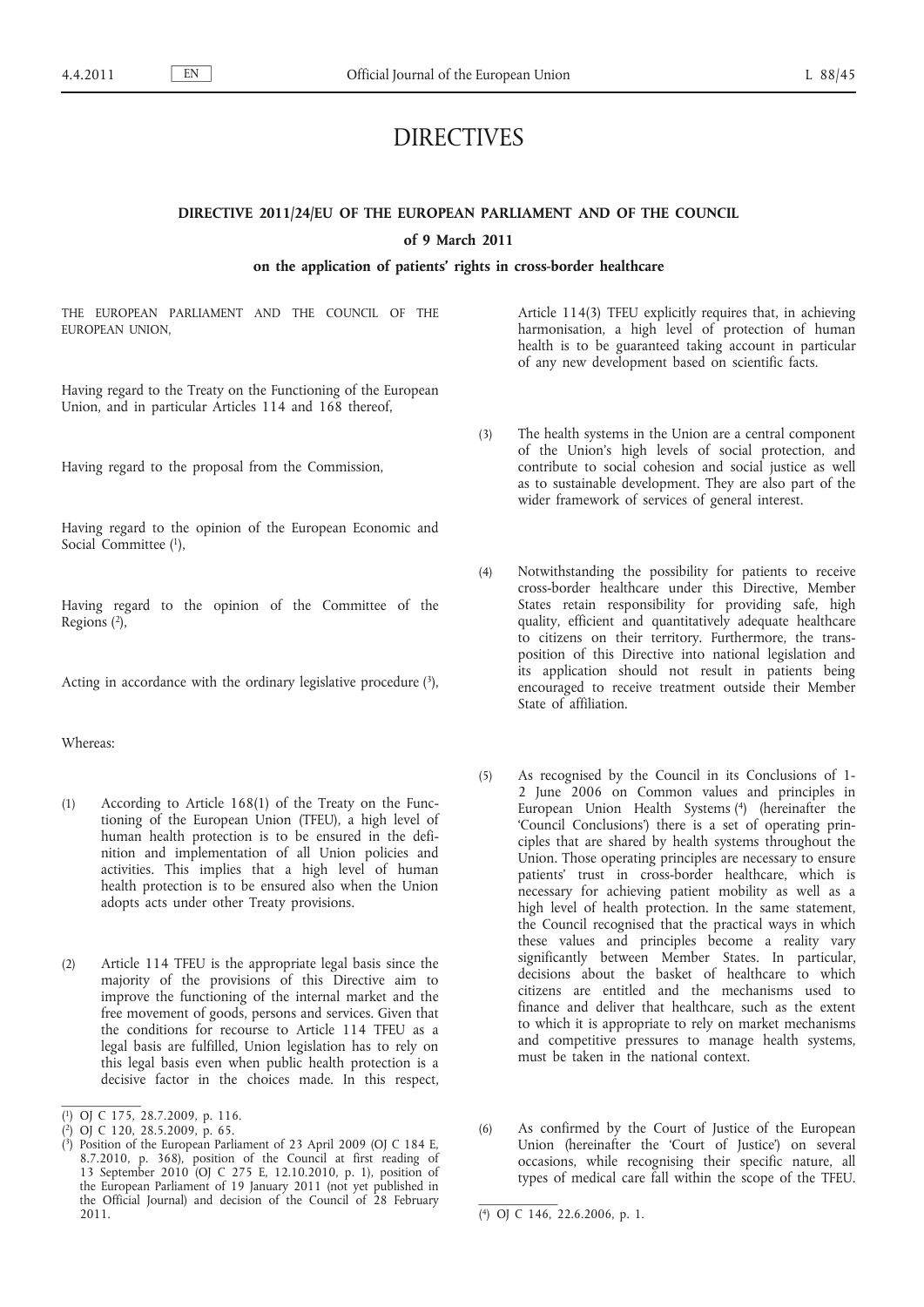# DIRECTIVES

## DIRECTIVE 2011/24/EU OF THE EUROPEAN PARLIAMENT AND OF THE COUNCIL

### of 9 March 2011

### on the application of patients' rights in cross-border healthcare

THE EUROPEAN PARLIAMENT AND THE COUNCIL OF THE EUROPEAN UNION,

Having regard to the Treaty on the Functioning of the European Union, and in particular Articles 114 and 168 thereof,

Having regard to the proposal from the Commission,

Having regard to the opinion of the European Economic and Social Committee [1],

Having regard to the opinion of the Committee of the Regions [2],

Acting in accordance with the ordinary legislative procedure [3],

Whereas:

(1) According to Article 168(1) of the Treaty on the Functioning of the European Union (TFEU), a high level of human health protection is to be ensured in the definition and implementation of all Union policies and activities. This implies that a high level of human health protection is to be ensured also when the Union adopts acts under other Treaty provisions.

(2) Article 114 TFEU is the appropriate legal basis since the majority of the provisions of this Directive aim to improve the functioning of the internal market and the free movement of goods, persons and services. Given that the conditions for recourse to Article 114 TFEU as a legal basis are fulfilled, Union legislation has to rely on this legal basis even when public health protection is a decisive factor in the choices made. In this respect, Article 114(3) TFEU explicitly requires that, in achieving harmonisation, a high level of protection of human health is to be guaranteed taking account in particular of any new development based on scientific facts.

(3) The health systems in the Union are a central component of the Union's high levels of social protection, and contribute to social cohesion and social justice as well as to sustainable development. They are also part of the wider framework of services of general interest.

(4) Notwithstanding the possibility for patients to receive cross-border healthcare under this Directive, Member States retain responsibility for providing safe, high quality, efficient and quantitatively adequate healthcare to citizens on their territory. Furthermore, the transposition of this Directive into national legislation and its application should not result in patients being encouraged to receive treatment outside their Member State of affiliation.

(5) As recognised by the Council in its Conclusions of 1-2 June 2006 on Common values and principles in European Union Health Systems [4] (hereinafter the 'Council Conclusions') there is a set of operating principles that are shared by health systems throughout the Union. Those operating principles are necessary to ensure patients' trust in cross-border healthcare, which is necessary for achieving patient mobility as well as a high level of health protection. In the same statement, the Council recognised that the practical ways in which these values and principles become a reality vary significantly between Member States. In particular, decisions about the basket of healthcare to which citizens are entitled and the mechanisms used to finance and deliver that healthcare, such as the extent to which it is appropriate to rely on market mechanisms and competitive pressures to manage health systems, must be taken in the national context.

(6) As confirmed by the Court of Justice of the European Union (hereinafter the 'Court of Justice') on several occasions, while recognising their specific nature, all types of medical care fall within the scope of the TFEU.

---

[1] OJ C 175, 28.7.2009, p. 116.

[2] OJ C 120, 28.5.2009, p. 65.

[3] Position of the European Parliament of 23 April 2009 (OJ C 184 E, 8.7.2010, p. 368), position of the Council at first reading of 13 September 2010 (OJ C 275 E, 12.10.2010, p. 1), position of the European Parliament of 19 January 2011 (not yet published in the Official Journal) and decision of the Council of 28 February 2011.

[4] OJ C 146, 22.6.2006, p. 1.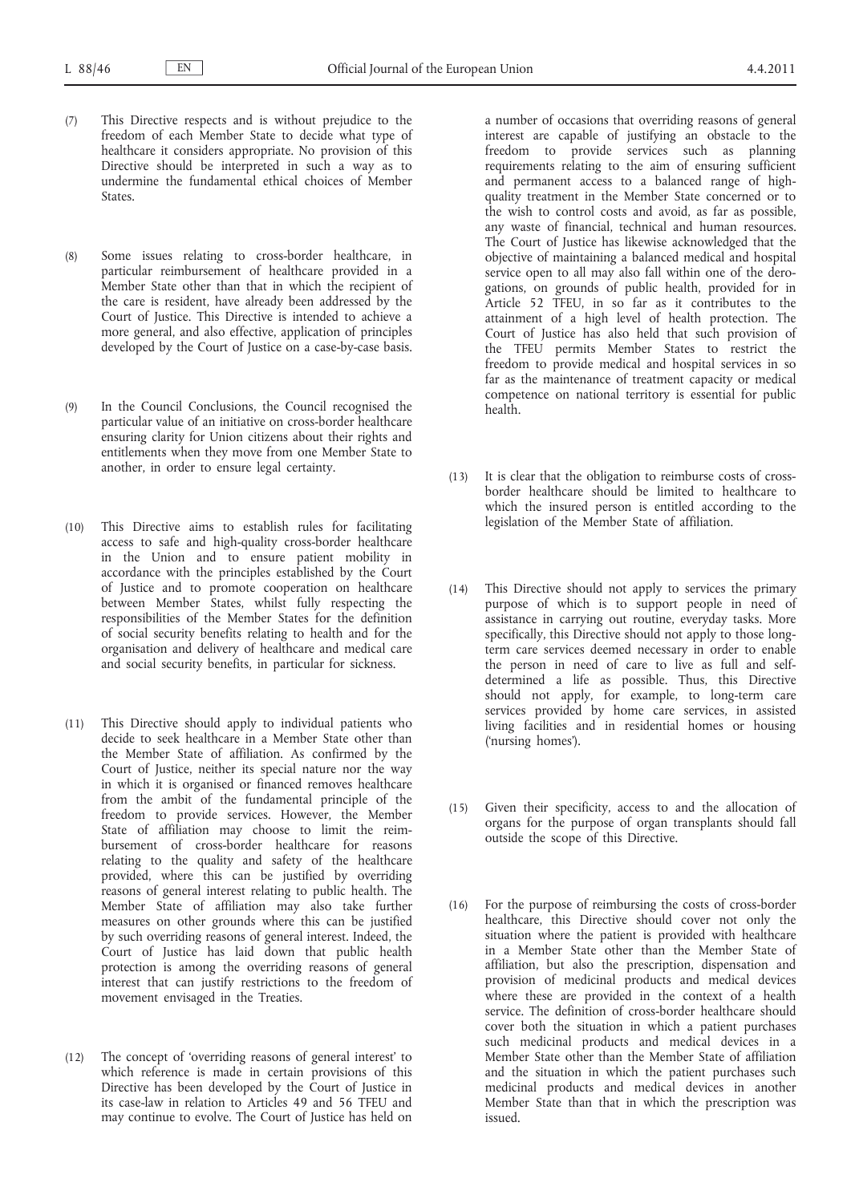(7) This Directive respects and is without prejudice to the freedom of each Member State to decide what type of healthcare it considers appropriate. No provision of this Directive should be interpreted in such a way as to undermine the fundamental ethical choices of Member States.

(8) Some issues relating to cross-border healthcare, in particular reimbursement of healthcare provided in a Member State other than that in which the recipient of the care is resident, have already been addressed by the Court of Justice. This Directive is intended to achieve a more general, and also effective, application of principles developed by the Court of Justice on a case-by-case basis.

(9) In the Council Conclusions, the Council recognised the particular value of an initiative on cross-border healthcare ensuring clarity for Union citizens about their rights and entitlements when they move from one Member State to another, in order to ensure legal certainty.

(10) This Directive aims to establish rules for facilitating access to safe and high-quality cross-border healthcare in the Union and to ensure patient mobility in accordance with the principles established by the Court of Justice and to promote cooperation on healthcare between Member States, whilst fully respecting the responsibilities of the Member States for the definition of social security benefits relating to health and for the organisation and delivery of healthcare and medical care and social security benefits, in particular for sickness.

(11) This Directive should apply to individual patients who decide to seek healthcare in a Member State other than the Member State of affiliation. As confirmed by the Court of Justice, neither its special nature nor the way in which it is organised or financed removes healthcare from the ambit of the fundamental principle of the freedom to provide services. However, the Member State of affiliation may choose to limit the reimbursement of cross-border healthcare for reasons relating to the quality and safety of the healthcare provided, where this can be justified by overriding reasons of general interest relating to public health. The Member State of affiliation may also take further measures on other grounds where this can be justified by such overriding reasons of general interest. Indeed, the Court of Justice has laid down that public health protection is among the overriding reasons of general interest that can justify restrictions to the freedom of movement envisaged in the Treaties.

(12) The concept of 'overriding reasons of general interest' to which reference is made in certain provisions of this Directive has been developed by the Court of Justice in its case-law in relation to Articles 49 and 56 TFEU and may continue to evolve. The Court of Justice has held on a number of occasions that overriding reasons of general interest are capable of justifying an obstacle to the freedom to provide services such as planning requirements relating to the aim of ensuring sufficient and permanent access to a balanced range of high-quality treatment in the Member State concerned or to the wish to control costs and avoid, as far as possible, any waste of financial, technical and human resources. The Court of Justice has likewise acknowledged that the objective of maintaining a balanced medical and hospital service open to all may also fall within one of the derogations, on grounds of public health, provided for in Article 52 TFEU, in so far as it contributes to the attainment of a high level of health protection. The Court of Justice has also held that such provision of the TFEU permits Member States to restrict the freedom to provide medical and hospital services in so far as the maintenance of treatment capacity or medical competence on national territory is essential for public health.

(13) It is clear that the obligation to reimburse costs of cross-border healthcare should be limited to healthcare to which the insured person is entitled according to the legislation of the Member State of affiliation.

(14) This Directive should not apply to services the primary purpose of which is to support people in need of assistance in carrying out routine, everyday tasks. More specifically, this Directive should not apply to those long-term care services deemed necessary in order to enable the person in need of care to live as full and self-determined a life as possible. Thus, this Directive should not apply, for example, to long-term care services provided by home care services, in assisted living facilities and in residential homes or housing ('nursing homes').

(15) Given their specificity, access to and the allocation of organs for the purpose of organ transplants should fall outside the scope of this Directive.

(16) For the purpose of reimbursing the costs of cross-border healthcare, this Directive should cover not only the situation where the patient is provided with healthcare in a Member State other than the Member State of affiliation, but also the prescription, dispensation and provision of medicinal products and medical devices where these are provided in the context of a health service. The definition of cross-border healthcare should cover both the situation in which a patient purchases such medicinal products and medical devices in a Member State other than the Member State of affiliation and the situation in which the patient purchases such medicinal products and medical devices in another Member State than that in which the prescription was issued.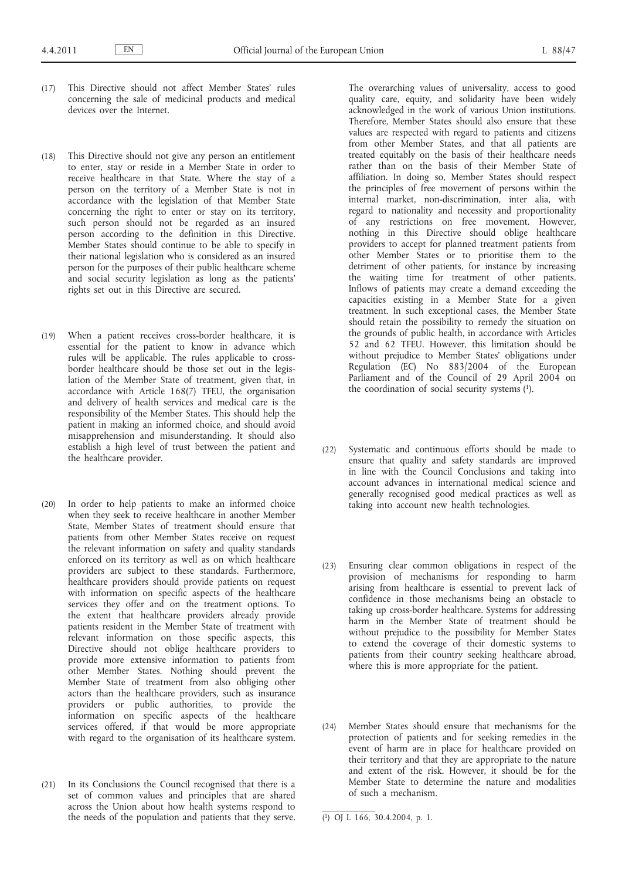(17) This Directive should not affect Member States' rules concerning the sale of medicinal products and medical devices over the Internet.

(18) This Directive should not give any person an entitlement to enter, stay or reside in a Member State in order to receive healthcare in that State. Where the stay of a person on the territory of a Member State is not in accordance with the legislation of that Member State concerning the right to enter or stay on its territory, such person should not be regarded as an insured person according to the definition in this Directive. Member States should continue to be able to specify in their national legislation who is considered as an insured person for the purposes of their public healthcare scheme and social security legislation as long as the patients' rights set out in this Directive are secured.

(19) When a patient receives cross-border healthcare, it is essential for the patient to know in advance which rules will be applicable. The rules applicable to cross-border healthcare should be those set out in the legislation of the Member State of treatment, given that, in accordance with Article 168(7) TFEU, the organisation and delivery of health services and medical care is the responsibility of the Member States. This should help the patient in making an informed choice, and should avoid misapprehension and misunderstanding. It should also establish a high level of trust between the patient and the healthcare provider.

(20) In order to help patients to make an informed choice when they seek to receive healthcare in another Member State, Member States of treatment should ensure that patients from other Member States receive on request the relevant information on safety and quality standards enforced on its territory as well as on which healthcare providers are subject to these standards. Furthermore, healthcare providers should provide patients on request with information on specific aspects of the healthcare services they offer and on the treatment options. To the extent that healthcare providers already provide patients resident in the Member State of treatment with relevant information on those specific aspects, this Directive should not oblige healthcare providers to provide more extensive information to patients from other Member States. Nothing should prevent the Member State of treatment from also obliging other actors than the healthcare providers, such as insurance providers or public authorities, to provide the information on specific aspects of the healthcare services offered, if that would be more appropriate with regard to the organisation of its healthcare system.

(21) In its Conclusions the Council recognised that there is a set of common values and principles that are shared across the Union about how health systems respond to the needs of the population and patients that they serve. The overarching values of universality, access to good quality care, equity, and solidarity have been widely acknowledged in the work of various Union institutions. Therefore, Member States should also ensure that these values are respected with regard to patients and citizens from other Member States, and that all patients are treated equitably on the basis of their healthcare needs rather than on the basis of their Member State of affiliation. In doing so, Member States should respect the principles of free movement of persons within the internal market, non-discrimination, inter alia, with regard to nationality and necessity and proportionality of any restrictions on free movement. However, nothing in this Directive should oblige healthcare providers to accept for planned treatment patients from other Member States or to prioritise them to the detriment of other patients, for instance by increasing the waiting time for treatment of other patients. Inflows of patients may create a demand exceeding the capacities existing in a Member State for a given treatment. In such exceptional cases, the Member State should retain the possibility to remedy the situation on the grounds of public health, in accordance with Articles 52 and 62 TFEU. However, this limitation should be without prejudice to Member States' obligations under Regulation (EC) No 883/2004 of the European Parliament and of the Council of 29 April 2004 on the coordination of social security systems [1].

(22) Systematic and continuous efforts should be made to ensure that quality and safety standards are improved in line with the Council Conclusions and taking into account advances in international medical science and generally recognised good medical practices as well as taking into account new health technologies.

(23) Ensuring clear common obligations in respect of the provision of mechanisms for responding to harm arising from healthcare is essential to prevent lack of confidence in those mechanisms being an obstacle to taking up cross-border healthcare. Systems for addressing harm in the Member State of treatment should be without prejudice to the possibility for Member States to extend the coverage of their domestic systems to patients from their country seeking healthcare abroad, where this is more appropriate for the patient.

(24) Member States should ensure that mechanisms for the protection of patients and for seeking remedies in the event of harm are in place for healthcare provided on their territory and that they are appropriate to the nature and extent of the risk. However, it should be for the Member State to determine the nature and modalities of such a mechanism.

---

[1] OJ L 166, 30.4.2004, p. 1.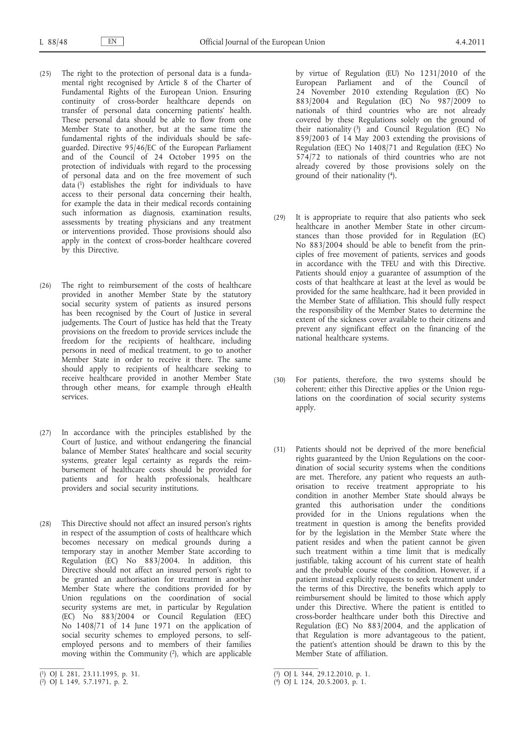(25) The right to the protection of personal data is a fundamental right recognised by Article 8 of the Charter of Fundamental Rights of the European Union. Ensuring continuity of cross-border healthcare depends on transfer of personal data concerning patients' health. These personal data should be able to flow from one Member State to another, but at the same time the fundamental rights of the individuals should be safeguarded. Directive 95/46/EC of the European Parliament and of the Council of 24 October 1995 on the protection of individuals with regard to the processing of personal data and on the free movement of such data [1] establishes the right for individuals to have access to their personal data concerning their health, for example the data in their medical records containing such information as diagnosis, examination results, assessments by treating physicians and any treatment or interventions provided. Those provisions should also apply in the context of cross-border healthcare covered by this Directive.

(26) The right to reimbursement of the costs of healthcare provided in another Member State by the statutory social security system of patients as insured persons has been recognised by the Court of Justice in several judgements. The Court of Justice has held that the Treaty provisions on the freedom to provide services include the freedom for the recipients of healthcare, including persons in need of medical treatment, to go to another Member State in order to receive it there. The same should apply to recipients of healthcare seeking to receive healthcare provided in another Member State through other means, for example through eHealth services.

(27) In accordance with the principles established by the Court of Justice, and without endangering the financial balance of Member States' healthcare and social security systems, greater legal certainty as regards the reimbursement of healthcare costs should be provided for patients and for health professionals, healthcare providers and social security institutions.

(28) This Directive should not affect an insured person's rights in respect of the assumption of costs of healthcare which becomes necessary on medical grounds during a temporary stay in another Member State according to Regulation (EC) No 883/2004. In addition, this Directive should not affect an insured person's right to be granted an authorisation for treatment in another Member State where the conditions provided for by Union regulations on the coordination of social security systems are met, in particular by Regulation (EC) No 883/2004 or Council Regulation (EEC) No 1408/71 of 14 June 1971 on the application of social security schemes to employed persons, to self-employed persons and to members of their families moving within the Community [2], which are applicable by virtue of Regulation (EU) No 1231/2010 of the European Parliament and of the Council of 24 November 2010 extending Regulation (EC) No 883/2004 and Regulation (EC) No 987/2009 to nationals of third countries who are not already covered by these Regulations solely on the ground of their nationality [3] and Council Regulation (EC) No 859/2003 of 14 May 2003 extending the provisions of Regulation (EEC) No 1408/71 and Regulation (EEC) No 574/72 to nationals of third countries who are not already covered by those provisions solely on the ground of their nationality [4].

(29) It is appropriate to require that also patients who seek healthcare in another Member State in other circumstances than those provided for in Regulation (EC) No 883/2004 should be able to benefit from the principles of free movement of patients, services and goods in accordance with the TFEU and with this Directive. Patients should enjoy a guarantee of assumption of the costs of that healthcare at least at the level as would be provided for the same healthcare, had it been provided in the Member State of affiliation. This should fully respect the responsibility of the Member States to determine the extent of the sickness cover available to their citizens and prevent any significant effect on the financing of the national healthcare systems.

(30) For patients, therefore, the two systems should be coherent; either this Directive applies or the Union regulations on the coordination of social security systems apply.

(31) Patients should not be deprived of the more beneficial rights guaranteed by the Union Regulations on the coordination of social security systems when the conditions are met. Therefore, any patient who requests an authorisation to receive treatment appropriate to his condition in another Member State should always be granted this authorisation under the conditions provided for in the Unions regulations when the treatment in question is among the benefits provided for by the legislation in the Member State where the patient resides and when the patient cannot be given such treatment within a time limit that is medically justifiable, taking account of his current state of health and the probable course of the condition. However, if a patient instead explicitly requests to seek treatment under the terms of this Directive, the benefits which apply to reimbursement should be limited to those which apply under this Directive. Where the patient is entitled to cross-border healthcare under both this Directive and Regulation (EC) No 883/2004, and the application of that Regulation is more advantageous to the patient, the patient's attention should be drawn to this by the Member State of affiliation.

---

[1] OJ L 281, 23.11.1995, p. 31.

[2] OJ L 149, 5.7.1971, p. 2.

[3] OJ L 344, 29.12.2010, p. 1.

[4] OJ L 124, 20.5.2003, p. 1.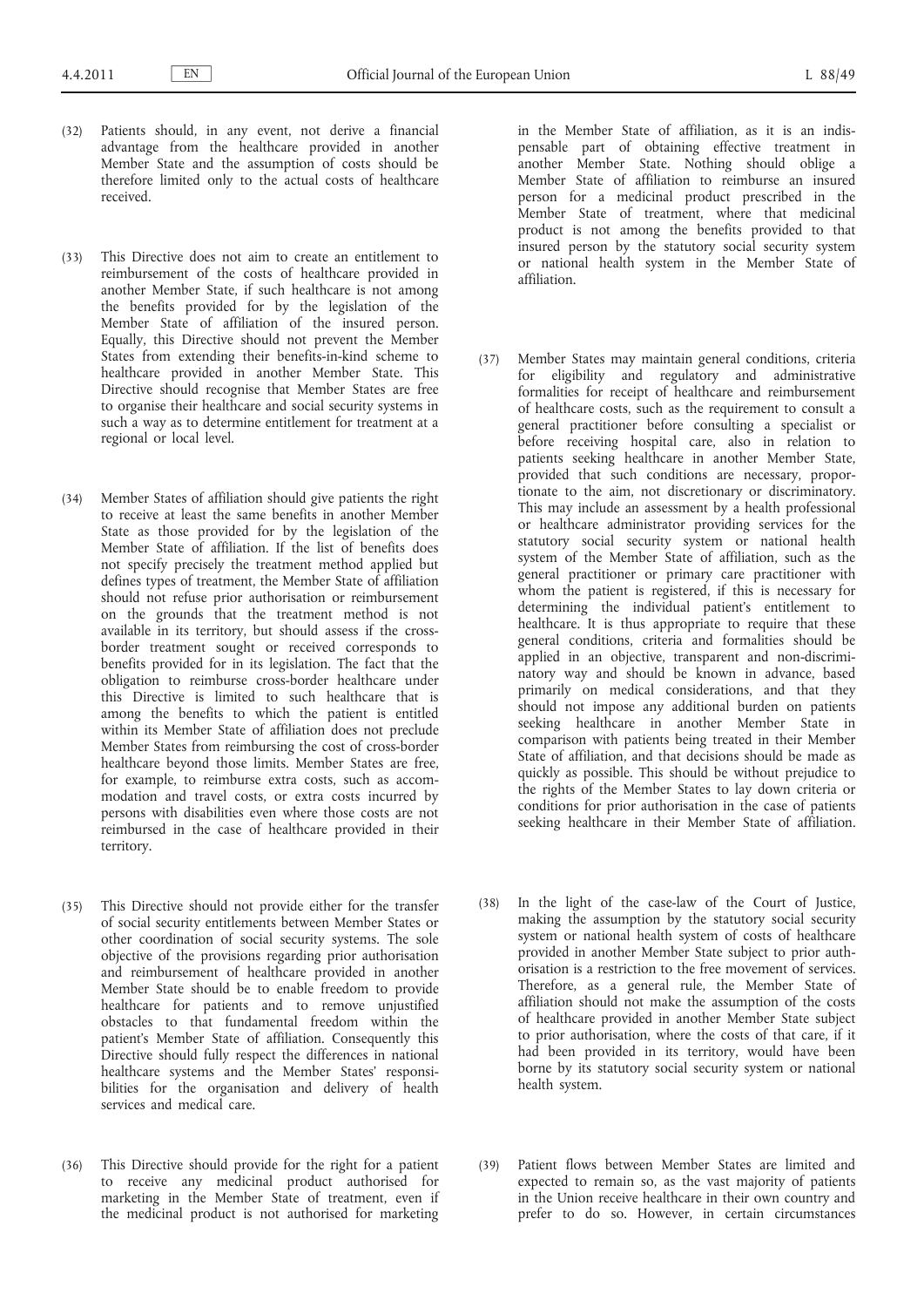(32) Patients should, in any event, not derive a financial advantage from the healthcare provided in another Member State and the assumption of costs should be therefore limited only to the actual costs of healthcare received.

(33) This Directive does not aim to create an entitlement to reimbursement of the costs of healthcare provided in another Member State, if such healthcare is not among the benefits provided for by the legislation of the Member State of affiliation of the insured person. Equally, this Directive should not prevent the Member States from extending their benefits-in-kind scheme to healthcare provided in another Member State. This Directive should recognise that Member States are free to organise their healthcare and social security systems in such a way as to determine entitlement for treatment at a regional or local level.

(34) Member States of affiliation should give patients the right to receive at least the same benefits in another Member State as those provided for by the legislation of the Member State of affiliation. If the list of benefits does not specify precisely the treatment method applied but defines types of treatment, the Member State of affiliation should not refuse prior authorisation or reimbursement on the grounds that the treatment method is not available in its territory, but should assess if the cross-border treatment sought or received corresponds to benefits provided for in its legislation. The fact that the obligation to reimburse cross-border healthcare under this Directive is limited to such healthcare that is among the benefits to which the patient is entitled within its Member State of affiliation does not preclude Member States from reimbursing the cost of cross-border healthcare beyond those limits. Member States are free, for example, to reimburse extra costs, such as accommodation and travel costs, or extra costs incurred by persons with disabilities even where those costs are not reimbursed in the case of healthcare provided in their territory.

(35) This Directive should not provide either for the transfer of social security entitlements between Member States or other coordination of social security systems. The sole objective of the provisions regarding prior authorisation and reimbursement of healthcare provided in another Member State should be to enable freedom to provide healthcare for patients and to remove unjustified obstacles to that fundamental freedom within the patient's Member State of affiliation. Consequently this Directive should fully respect the differences in national healthcare systems and the Member States' responsibilities for the organisation and delivery of health services and medical care.

(36) This Directive should provide for the right for a patient to receive any medicinal product authorised for marketing in the Member State of treatment, even if the medicinal product is not authorised for marketing in the Member State of affiliation, as it is an indispensable part of obtaining effective treatment in another Member State. Nothing should oblige a Member State of affiliation to reimburse an insured person for a medicinal product prescribed in the Member State of treatment, where that medicinal product is not among the benefits provided to that insured person by the statutory social security system or national health system in the Member State of affiliation.

(37) Member States may maintain general conditions, criteria for eligibility and regulatory and administrative formalities for receipt of healthcare and reimbursement of healthcare costs, such as the requirement to consult a general practitioner before consulting a specialist or before receiving hospital care, also in relation to patients seeking healthcare in another Member State, provided that such conditions are necessary, proportionate to the aim, not discretionary or discriminatory. This may include an assessment by a health professional or healthcare administrator providing services for the statutory social security system or national health system of the Member State of affiliation, such as the general practitioner or primary care practitioner with whom the patient is registered, if this is necessary for determining the individual patient's entitlement to healthcare. It is thus appropriate to require that these general conditions, criteria and formalities should be applied in an objective, transparent and non-discriminatory way and should be known in advance, based primarily on medical considerations, and that they should not impose any additional burden on patients seeking healthcare in another Member State in comparison with patients being treated in their Member State of affiliation, and that decisions should be made as quickly as possible. This should be without prejudice to the rights of the Member States to lay down criteria or conditions for prior authorisation in the case of patients seeking healthcare in their Member State of affiliation.

(38) In the light of the case-law of the Court of Justice, making the assumption by the statutory social security system or national health system of costs of healthcare provided in another Member State subject to prior authorisation is a restriction to the free movement of services. Therefore, as a general rule, the Member State of affiliation should not make the assumption of the costs of healthcare provided in another Member State subject to prior authorisation, where the costs of that care, if it had been provided in its territory, would have been borne by its statutory social security system or national health system.

(39) Patient flows between Member States are limited and expected to remain so, as the vast majority of patients in the Union receive healthcare in their own country and prefer to do so. However, in certain circumstances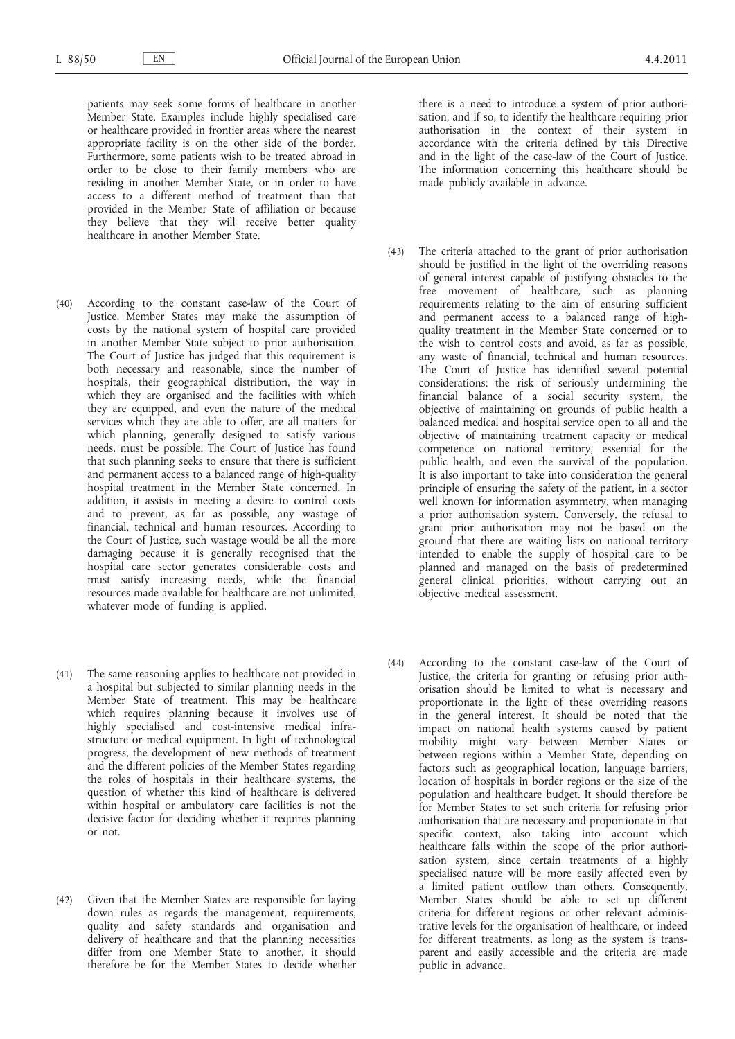patients may seek some forms of healthcare in another Member State. Examples include highly specialised care or healthcare provided in frontier areas where the nearest appropriate facility is on the other side of the border. Furthermore, some patients wish to be treated abroad in order to be close to their family members who are residing in another Member State, or in order to have access to a different method of treatment than that provided in the Member State of affiliation or because they believe that they will receive better quality healthcare in another Member State.

(40) According to the constant case-law of the Court of Justice, Member States may make the assumption of costs by the national system of hospital care provided in another Member State subject to prior authorisation. The Court of Justice has judged that this requirement is both necessary and reasonable, since the number of hospitals, their geographical distribution, the way in which they are organised and the facilities with which they are equipped, and even the nature of the medical services which they are able to offer, are all matters for which planning, generally designed to satisfy various needs, must be possible. The Court of Justice has found that such planning seeks to ensure that there is sufficient and permanent access to a balanced range of high-quality hospital treatment in the Member State concerned. In addition, it assists in meeting a desire to control costs and to prevent, as far as possible, any wastage of financial, technical and human resources. According to the Court of Justice, such wastage would be all the more damaging because it is generally recognised that the hospital care sector generates considerable costs and must satisfy increasing needs, while the financial resources made available for healthcare are not unlimited, whatever mode of funding is applied.

(41) The same reasoning applies to healthcare not provided in a hospital but subjected to similar planning needs in the Member State of treatment. This may be healthcare which requires planning because it involves use of highly specialised and cost-intensive medical infrastructure or medical equipment. In light of technological progress, the development of new methods of treatment and the different policies of the Member States regarding the roles of hospitals in their healthcare systems, the question of whether this kind of healthcare is delivered within hospital or ambulatory care facilities is not the decisive factor for deciding whether it requires planning or not.

(42) Given that the Member States are responsible for laying down rules as regards the management, requirements, quality and safety standards and organisation and delivery of healthcare and that the planning necessities differ from one Member State to another, it should therefore be for the Member States to decide whether there is a need to introduce a system of prior authorisation, and if so, to identify the healthcare requiring prior authorisation in the context of their system in accordance with the criteria defined by this Directive and in the light of the case-law of the Court of Justice. The information concerning this healthcare should be made publicly available in advance.

(43) The criteria attached to the grant of prior authorisation should be justified in the light of the overriding reasons of general interest capable of justifying obstacles to the free movement of healthcare, such as planning requirements relating to the aim of ensuring sufficient and permanent access to a balanced range of high-quality treatment in the Member State concerned or to the wish to control costs and avoid, as far as possible, any waste of financial, technical and human resources. The Court of Justice has identified several potential considerations: the risk of seriously undermining the financial balance of a social security system, the objective of maintaining on grounds of public health a balanced medical and hospital service open to all and the objective of maintaining treatment capacity or medical competence on national territory, essential for the public health, and even the survival of the population. It is also important to take into consideration the general principle of ensuring the safety of the patient, in a sector well known for information asymmetry, when managing a prior authorisation system. Conversely, the refusal to grant prior authorisation may not be based on the ground that there are waiting lists on national territory intended to enable the supply of hospital care to be planned and managed on the basis of predetermined general clinical priorities, without carrying out an objective medical assessment.

(44) According to the constant case-law of the Court of Justice, the criteria for granting or refusing prior authorisation should be limited to what is necessary and proportionate in the light of these overriding reasons in the general interest. It should be noted that the impact on national health systems caused by patient mobility might vary between Member States or between regions within a Member State, depending on factors such as geographical location, language barriers, location of hospitals in border regions or the size of the population and healthcare budget. It should therefore be for Member States to set such criteria for refusing prior authorisation that are necessary and proportionate in that specific context, also taking into account which healthcare falls within the scope of the prior authorisation system, since certain treatments of a highly specialised nature will be more easily affected even by a limited patient outflow than others. Consequently, Member States should be able to set up different criteria for different regions or other relevant administrative levels for the organisation of healthcare, or indeed for different treatments, as long as the system is transparent and easily accessible and the criteria are made public in advance.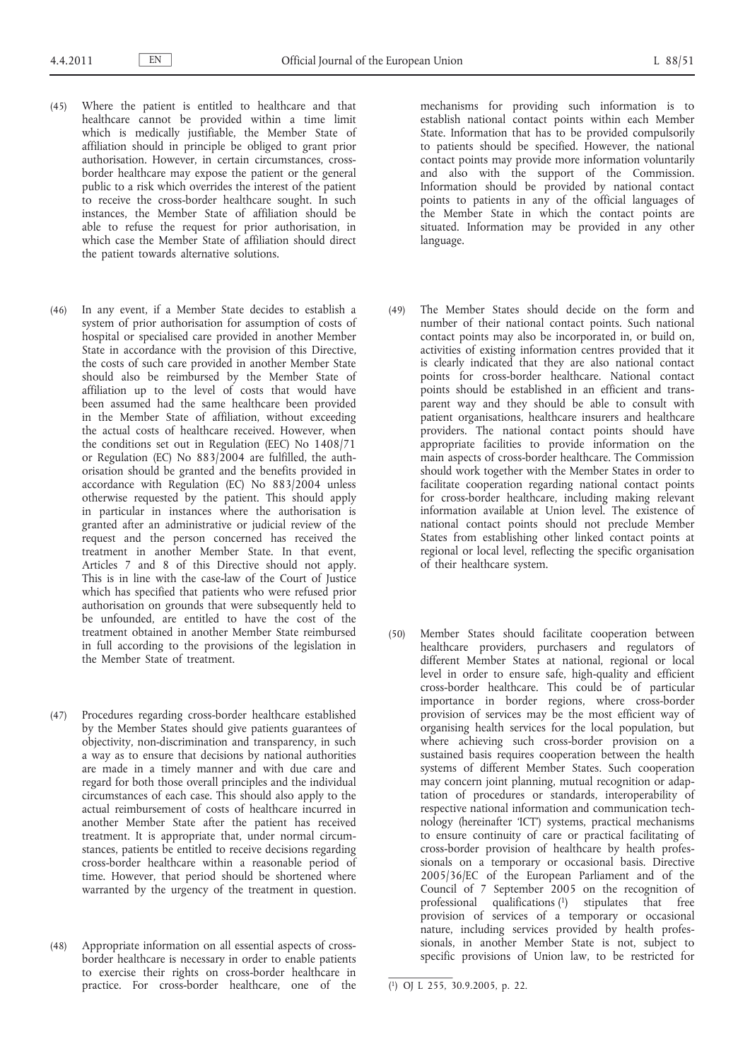(45) Where the patient is entitled to healthcare and that healthcare cannot be provided within a time limit which is medically justifiable, the Member State of affiliation should in principle be obliged to grant prior authorisation. However, in certain circumstances, cross-border healthcare may expose the patient or the general public to a risk which overrides the interest of the patient to receive the cross-border healthcare sought. In such instances, the Member State of affiliation should be able to refuse the request for prior authorisation, in which case the Member State of affiliation should direct the patient towards alternative solutions.

(46) In any event, if a Member State decides to establish a system of prior authorisation for assumption of costs of hospital or specialised care provided in another Member State in accordance with the provision of this Directive, the costs of such care provided in another Member State should also be reimbursed by the Member State of affiliation up to the level of costs that would have been assumed had the same healthcare been provided in the Member State of affiliation, without exceeding the actual costs of healthcare received. However, when the conditions set out in Regulation (EEC) No 1408/71 or Regulation (EC) No 883/2004 are fulfilled, the authorisation should be granted and the benefits provided in accordance with Regulation (EC) No 883/2004 unless otherwise requested by the patient. This should apply in particular in instances where the authorisation is granted after an administrative or judicial review of the request and the person concerned has received the treatment in another Member State. In that event, Articles 7 and 8 of this Directive should not apply. This is in line with the case-law of the Court of Justice which has specified that patients who were refused prior authorisation on grounds that were subsequently held to be unfounded, are entitled to have the cost of the treatment obtained in another Member State reimbursed in full according to the provisions of the legislation in the Member State of treatment.

(47) Procedures regarding cross-border healthcare established by the Member States should give patients guarantees of objectivity, non-discrimination and transparency, in such a way as to ensure that decisions by national authorities are made in a timely manner and with due care and regard for both those overall principles and the individual circumstances of each case. This should also apply to the actual reimbursement of costs of healthcare incurred in another Member State after the patient has received treatment. It is appropriate that, under normal circumstances, patients be entitled to receive decisions regarding cross-border healthcare within a reasonable period of time. However, that period should be shortened where warranted by the urgency of the treatment in question.

(48) Appropriate information on all essential aspects of cross-border healthcare is necessary in order to enable patients to exercise their rights on cross-border healthcare in practice. For cross-border healthcare, one of the mechanisms for providing such information is to establish national contact points within each Member State. Information that has to be provided compulsorily to patients should be specified. However, the national contact points may provide more information voluntarily and also with the support of the Commission. Information should be provided by national contact points to patients in any of the official languages of the Member State in which the contact points are situated. Information may be provided in any other language.

(49) The Member States should decide on the form and number of their national contact points. Such national contact points may also be incorporated in, or build on, activities of existing information centres provided that it is clearly indicated that they are also national contact points for cross-border healthcare. National contact points should be established in an efficient and transparent way and they should be able to consult with patient organisations, healthcare insurers and healthcare providers. The national contact points should have appropriate facilities to provide information on the main aspects of cross-border healthcare. The Commission should work together with the Member States in order to facilitate cooperation regarding national contact points for cross-border healthcare, including making relevant information available at Union level. The existence of national contact points should not preclude Member States from establishing other linked contact points at regional or local level, reflecting the specific organisation of their healthcare system.

(50) Member States should facilitate cooperation between healthcare providers, purchasers and regulators of different Member States at national, regional or local level in order to ensure safe, high-quality and efficient cross-border healthcare. This could be of particular importance in border regions, where cross-border provision of services may be the most efficient way of organising health services for the local population, but where achieving such cross-border provision on a sustained basis requires cooperation between the health systems of different Member States. Such cooperation may concern joint planning, mutual recognition or adaptation of procedures or standards, interoperability of respective national information and communication technology (hereinafter 'ICT') systems, practical mechanisms to ensure continuity of care or practical facilitating of cross-border provision of healthcare by health professionals on a temporary or occasional basis. Directive 2005/36/EC of the European Parliament and of the Council of 7 September 2005 on the recognition of professional qualifications [1] stipulates that free provision of services of a temporary or occasional nature, including services provided by health professionals, in another Member State is not, subject to specific provisions of Union law, to be restricted for

---

[1] OJ L 255, 30.9.2005, p. 22.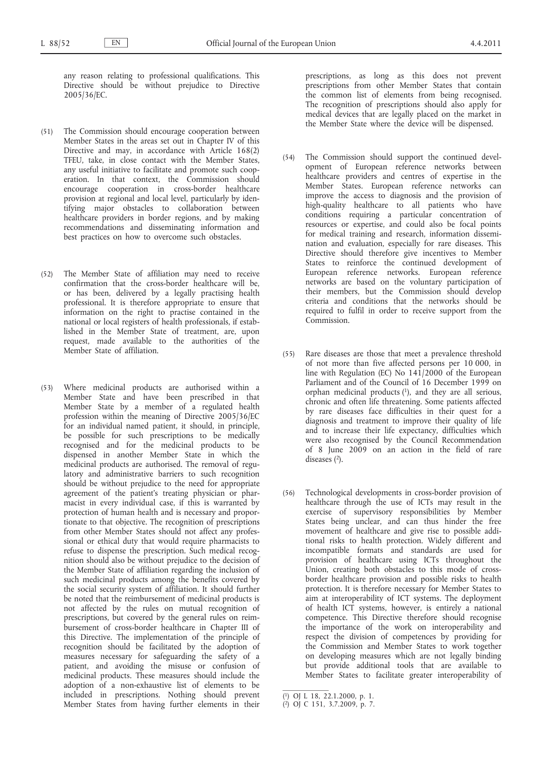any reason relating to professional qualifications. This Directive should be without prejudice to Directive 2005/36/EC.

(51) The Commission should encourage cooperation between Member States in the areas set out in Chapter IV of this Directive and may, in accordance with Article 168(2) TFEU, take, in close contact with the Member States, any useful initiative to facilitate and promote such cooperation. In that context, the Commission should encourage cooperation in cross-border healthcare provision at regional and local level, particularly by identifying major obstacles to collaboration between healthcare providers in border regions, and by making recommendations and disseminating information and best practices on how to overcome such obstacles.

(52) The Member State of affiliation may need to receive confirmation that the cross-border healthcare will be, or has been, delivered by a legally practising health professional. It is therefore appropriate to ensure that information on the right to practise contained in the national or local registers of health professionals, if established in the Member State of treatment, are, upon request, made available to the authorities of the Member State of affiliation.

(53) Where medicinal products are authorised within a Member State and have been prescribed in that Member State by a member of a regulated health profession within the meaning of Directive 2005/36/EC for an individual named patient, it should, in principle, be possible for such prescriptions to be medically recognised and for the medicinal products to be dispensed in another Member State in which the medicinal products are authorised. The removal of regulatory and administrative barriers to such recognition should be without prejudice to the need for appropriate agreement of the patient's treating physician or pharmacist in every individual case, if this is warranted by protection of human health and is necessary and proportionate to that objective. The recognition of prescriptions from other Member States should not affect any professional or ethical duty that would require pharmacists to refuse to dispense the prescription. Such medical recognition should also be without prejudice to the decision of the Member State of affiliation regarding the inclusion of such medicinal products among the benefits covered by the social security system of affiliation. It should further be noted that the reimbursement of medicinal products is not affected by the rules on mutual recognition of prescriptions, but covered by the general rules on reimbursement of cross-border healthcare in Chapter III of this Directive. The implementation of the principle of recognition should be facilitated by the adoption of measures necessary for safeguarding the safety of a patient, and avoiding the misuse or confusion of medicinal products. These measures should include the adoption of a non-exhaustive list of elements to be included in prescriptions. Nothing should prevent Member States from having further elements in their prescriptions, as long as this does not prevent prescriptions from other Member States that contain the common list of elements from being recognised. The recognition of prescriptions should also apply for medical devices that are legally placed on the market in the Member State where the device will be dispensed.

(54) The Commission should support the continued development of European reference networks between healthcare providers and centres of expertise in the Member States. European reference networks can improve the access to diagnosis and the provision of high-quality healthcare to all patients who have conditions requiring a particular concentration of resources or expertise, and could also be focal points for medical training and research, information dissemination and evaluation, especially for rare diseases. This Directive should therefore give incentives to Member States to reinforce the continued development of European reference networks. European reference networks are based on the voluntary participation of their members, but the Commission should develop criteria and conditions that the networks should be required to fulfil in order to receive support from the Commission.

(55) Rare diseases are those that meet a prevalence threshold of not more than five affected persons per 10 000, in line with Regulation (EC) No 141/2000 of the European Parliament and of the Council of 16 December 1999 on orphan medicinal products [1], and they are all serious, chronic and often life threatening. Some patients affected by rare diseases face difficulties in their quest for a diagnosis and treatment to improve their quality of life and to increase their life expectancy, difficulties which were also recognised by the Council Recommendation of 8 June 2009 on an action in the field of rare diseases [2].

(56) Technological developments in cross-border provision of healthcare through the use of ICTs may result in the exercise of supervisory responsibilities by Member States being unclear, and can thus hinder the free movement of healthcare and give rise to possible additional risks to health protection. Widely different and incompatible formats and standards are used for provision of healthcare using ICTs throughout the Union, creating both obstacles to this mode of cross-border healthcare provision and possible risks to health protection. It is therefore necessary for Member States to aim at interoperability of ICT systems. The deployment of health ICT systems, however, is entirely a national competence. This Directive therefore should recognise the importance of the work on interoperability and respect the division of competences by providing for the Commission and Member States to work together on developing measures which are not legally binding but provide additional tools that are available to Member States to facilitate greater interoperability of

---

[1] OJ L 18, 22.1.2000, p. 1.

[2] OJ C 151, 3.7.2009, p. 7.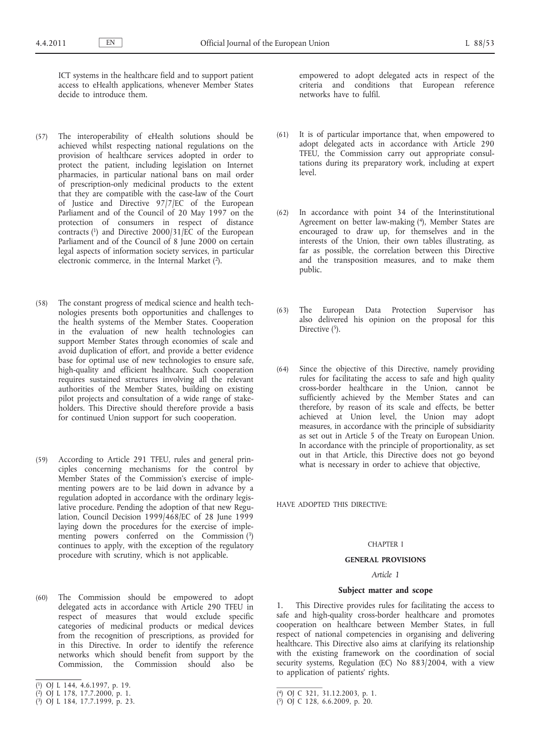ICT systems in the healthcare field and to support patient access to eHealth applications, whenever Member States decide to introduce them.

(57) The interoperability of eHealth solutions should be achieved whilst respecting national regulations on the provision of healthcare services adopted in order to protect the patient, including legislation on Internet pharmacies, in particular national bans on mail order of prescription-only medicinal products to the extent that they are compatible with the case-law of the Court of Justice and Directive 97/7/EC of the European Parliament and of the Council of 20 May 1997 on the protection of consumers in respect of distance contracts [1] and Directive 2000/31/EC of the European Parliament and of the Council of 8 June 2000 on certain legal aspects of information society services, in particular electronic commerce, in the Internal Market [2].

(58) The constant progress of medical science and health technologies presents both opportunities and challenges to the health systems of the Member States. Cooperation in the evaluation of new health technologies can support Member States through economies of scale and avoid duplication of effort, and provide a better evidence base for optimal use of new technologies to ensure safe, high-quality and efficient healthcare. Such cooperation requires sustained structures involving all the relevant authorities of the Member States, building on existing pilot projects and consultation of a wide range of stakeholders. This Directive should therefore provide a basis for continued Union support for such cooperation.

(59) According to Article 291 TFEU, rules and general principles concerning mechanisms for the control by Member States of the Commission's exercise of implementing powers are to be laid down in advance by a regulation adopted in accordance with the ordinary legislative procedure. Pending the adoption of that new Regulation, Council Decision 1999/468/EC of 28 June 1999 laying down the procedures for the exercise of implementing powers conferred on the Commission [3] continues to apply, with the exception of the regulatory procedure with scrutiny, which is not applicable.

(60) The Commission should be empowered to adopt delegated acts in accordance with Article 290 TFEU in respect of measures that would exclude specific categories of medicinal products or medical devices from the recognition of prescriptions, as provided for in this Directive. In order to identify the reference networks which should benefit from support by the Commission, the Commission should also be empowered to adopt delegated acts in respect of the criteria and conditions that European reference networks have to fulfil.

(61) It is of particular importance that, when empowered to adopt delegated acts in accordance with Article 290 TFEU, the Commission carry out appropriate consultations during its preparatory work, including at expert level.

(62) In accordance with point 34 of the Interinstitutional Agreement on better law-making [4], Member States are encouraged to draw up, for themselves and in the interests of the Union, their own tables illustrating, as far as possible, the correlation between this Directive and the transposition measures, and to make them public.

(63) The European Data Protection Supervisor has also delivered his opinion on the proposal for this Directive [5].

(64) Since the objective of this Directive, namely providing rules for facilitating the access to safe and high quality cross-border healthcare in the Union, cannot be sufficiently achieved by the Member States and can therefore, by reason of its scale and effects, be better achieved at Union level, the Union may adopt measures, in accordance with the principle of subsidiarity as set out in Article 5 of the Treaty on European Union. In accordance with the principle of proportionality, as set out in that Article, this Directive does not go beyond what is necessary in order to achieve that objective,

HAVE ADOPTED THIS DIRECTIVE:

## CHAPTER I

## GENERAL PROVISIONS

### *Article 1*

### Subject matter and scope

1. This Directive provides rules for facilitating the access to safe and high-quality cross-border healthcare and promotes cooperation on healthcare between Member States, in full respect of national competencies in organising and delivering healthcare. This Directive also aims at clarifying its relationship with the existing framework on the coordination of social security systems, Regulation (EC) No 883/2004, with a view to application of patients' rights.

---

[1] OJ L 144, 4.6.1997, p. 19.

[2] OJ L 178, 17.7.2000, p. 1.

[3] OJ L 184, 17.7.1999, p. 23.

[4] OJ C 321, 31.12.2003, p. 1.

[5] OJ C 128, 6.6.2009, p. 20.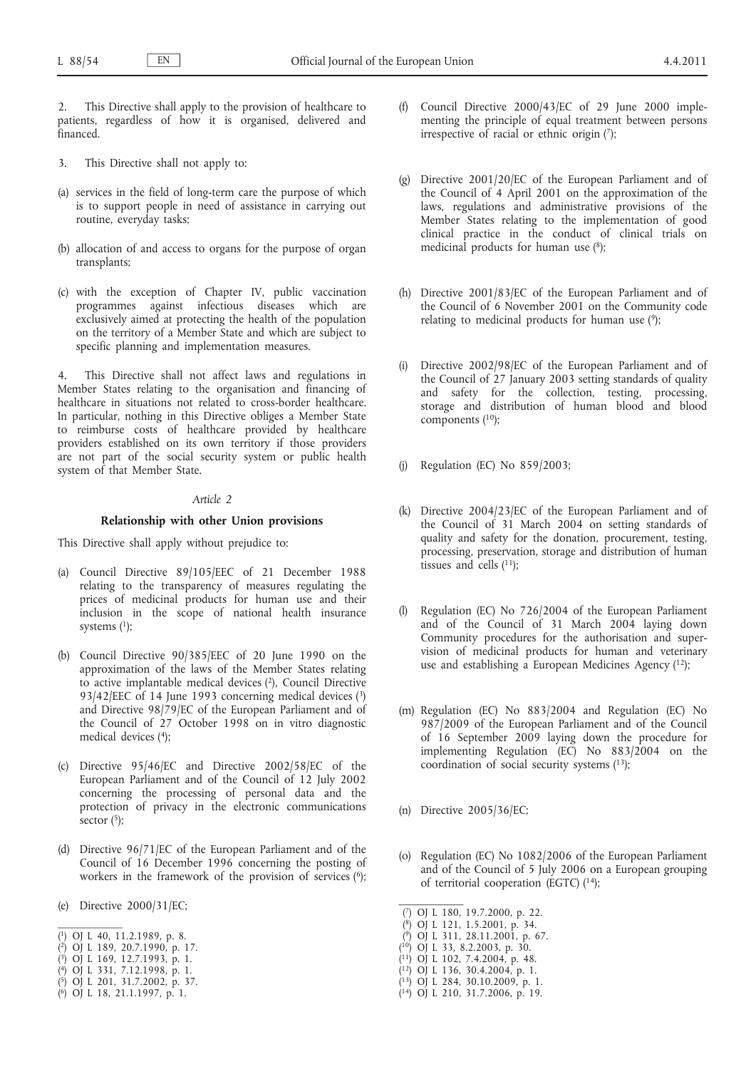2. This Directive shall apply to the provision of healthcare to patients, regardless of how it is organised, delivered and financed.

3. This Directive shall not apply to:

(a) services in the field of long-term care the purpose of which is to support people in need of assistance in carrying out routine, everyday tasks;

(b) allocation of and access to organs for the purpose of organ transplants;

(c) with the exception of Chapter IV, public vaccination programmes against infectious diseases which are exclusively aimed at protecting the health of the population on the territory of a Member State and which are subject to specific planning and implementation measures.

4. This Directive shall not affect laws and regulations in Member States relating to the organisation and financing of healthcare in situations not related to cross-border healthcare. In particular, nothing in this Directive obliges a Member State to reimburse costs of healthcare provided by healthcare providers established on its own territory if those providers are not part of the social security system or public health system of that Member State.

*Article 2*

**Relationship with other Union provisions**

This Directive shall apply without prejudice to:

(a) Council Directive 89/105/EEC of 21 December 1988 relating to the transparency of measures regulating the prices of medicinal products for human use and their inclusion in the scope of national health insurance systems [1];

(b) Council Directive 90/385/EEC of 20 June 1990 on the approximation of the laws of the Member States relating to active implantable medical devices [2], Council Directive 93/42/EEC of 14 June 1993 concerning medical devices [3] and Directive 98/79/EC of the European Parliament and of the Council of 27 October 1998 on in vitro diagnostic medical devices [4];

(c) Directive 95/46/EC and Directive 2002/58/EC of the European Parliament and of the Council of 12 July 2002 concerning the processing of personal data and the protection of privacy in the electronic communications sector [5];

(d) Directive 96/71/EC of the European Parliament and of the Council of 16 December 1996 concerning the posting of workers in the framework of the provision of services [6];

(e) Directive 2000/31/EC;

(f) Council Directive 2000/43/EC of 29 June 2000 implementing the principle of equal treatment between persons irrespective of racial or ethnic origin [7];

(g) Directive 2001/20/EC of the European Parliament and of the Council of 4 April 2001 on the approximation of the laws, regulations and administrative provisions of the Member States relating to the implementation of good clinical practice in the conduct of clinical trials on medicinal products for human use [8];

(h) Directive 2001/83/EC of the European Parliament and of the Council of 6 November 2001 on the Community code relating to medicinal products for human use [9];

(i) Directive 2002/98/EC of the European Parliament and of the Council of 27 January 2003 setting standards of quality and safety for the collection, testing, processing, storage and distribution of human blood and blood components [10];

(j) Regulation (EC) No 859/2003;

(k) Directive 2004/23/EC of the European Parliament and of the Council of 31 March 2004 on setting standards of quality and safety for the donation, procurement, testing, processing, preservation, storage and distribution of human tissues and cells [11];

(l) Regulation (EC) No 726/2004 of the European Parliament and of the Council of 31 March 2004 laying down Community procedures for the authorisation and supervision of medicinal products for human and veterinary use and establishing a European Medicines Agency [12];

(m) Regulation (EC) No 883/2004 and Regulation (EC) No 987/2009 of the European Parliament and of the Council of 16 September 2009 laying down the procedure for implementing Regulation (EC) No 883/2004 on the coordination of social security systems [13];

(n) Directive 2005/36/EC;

(o) Regulation (EC) No 1082/2006 of the European Parliament and of the Council of 5 July 2006 on a European grouping of territorial cooperation (EGTC) [14];

---

[1] OJ L 40, 11.2.1989, p. 8.
[2] OJ L 189, 20.7.1990, p. 17.
[3] OJ L 169, 12.7.1993, p. 1.
[4] OJ L 331, 7.12.1998, p. 1.
[5] OJ L 201, 31.7.2002, p. 37.
[6] OJ L 18, 21.1.1997, p. 1.
[7] OJ L 180, 19.7.2000, p. 22.
[8] OJ L 121, 1.5.2001, p. 34.
[9] OJ L 311, 28.11.2001, p. 67.
[10] OJ L 33, 8.2.2003, p. 30.
[11] OJ L 102, 7.4.2004, p. 48.
[12] OJ L 136, 30.4.2004, p. 1.
[13] OJ L 284, 30.10.2009, p. 1.
[14] OJ L 210, 31.7.2006, p. 19.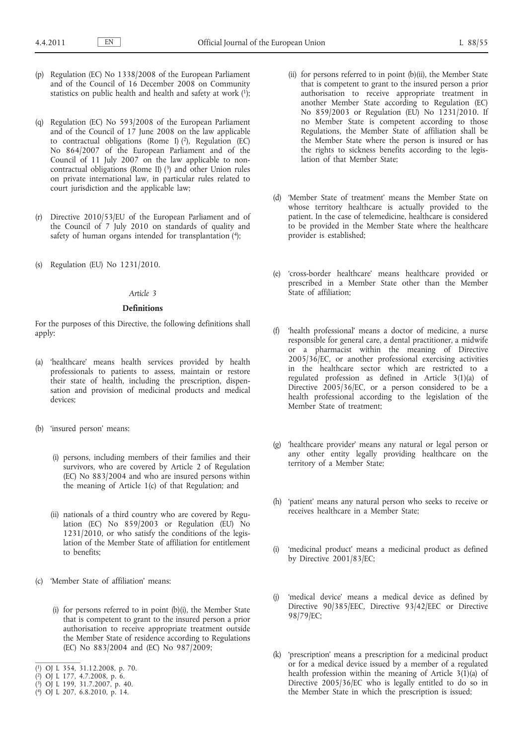(p) Regulation (EC) No 1338/2008 of the European Parliament and of the Council of 16 December 2008 on Community statistics on public health and health and safety at work [1];

(q) Regulation (EC) No 593/2008 of the European Parliament and of the Council of 17 June 2008 on the law applicable to contractual obligations (Rome I) [2], Regulation (EC) No 864/2007 of the European Parliament and of the Council of 11 July 2007 on the law applicable to non-contractual obligations (Rome II) [3] and other Union rules on private international law, in particular rules related to court jurisdiction and the applicable law;

(r) Directive 2010/53/EU of the European Parliament and of the Council of 7 July 2010 on standards of quality and safety of human organs intended for transplantation [4];

(s) Regulation (EU) No 1231/2010.

*Article 3*

**Definitions**

For the purposes of this Directive, the following definitions shall apply:

(a) 'healthcare' means health services provided by health professionals to patients to assess, maintain or restore their state of health, including the prescription, dispensation and provision of medicinal products and medical devices;

(b) 'insured person' means:

(i) persons, including members of their families and their survivors, who are covered by Article 2 of Regulation (EC) No 883/2004 and who are insured persons within the meaning of Article 1(c) of that Regulation; and

(ii) nationals of a third country who are covered by Regulation (EC) No 859/2003 or Regulation (EU) No 1231/2010, or who satisfy the conditions of the legislation of the Member State of affiliation for entitlement to benefits;

(c) 'Member State of affiliation' means:

(i) for persons referred to in point (b)(i), the Member State that is competent to grant to the insured person a prior authorisation to receive appropriate treatment outside the Member State of residence according to Regulations (EC) No 883/2004 and (EC) No 987/2009;

(ii) for persons referred to in point (b)(ii), the Member State that is competent to grant to the insured person a prior authorisation to receive appropriate treatment in another Member State according to Regulation (EC) No 859/2003 or Regulation (EU) No 1231/2010. If no Member State is competent according to those Regulations, the Member State of affiliation shall be the Member State where the person is insured or has the rights to sickness benefits according to the legislation of that Member State;

(d) 'Member State of treatment' means the Member State on whose territory healthcare is actually provided to the patient. In the case of telemedicine, healthcare is considered to be provided in the Member State where the healthcare provider is established;

(e) 'cross-border healthcare' means healthcare provided or prescribed in a Member State other than the Member State of affiliation;

(f) 'health professional' means a doctor of medicine, a nurse responsible for general care, a dental practitioner, a midwife or a pharmacist within the meaning of Directive 2005/36/EC, or another professional exercising activities in the healthcare sector which are restricted to a regulated profession as defined in Article 3(1)(a) of Directive 2005/36/EC, or a person considered to be a health professional according to the legislation of the Member State of treatment;

(g) 'healthcare provider' means any natural or legal person or any other entity legally providing healthcare on the territory of a Member State;

(h) 'patient' means any natural person who seeks to receive or receives healthcare in a Member State;

(i) 'medicinal product' means a medicinal product as defined by Directive 2001/83/EC;

(j) 'medical device' means a medical device as defined by Directive 90/385/EEC, Directive 93/42/EEC or Directive 98/79/EC;

(k) 'prescription' means a prescription for a medicinal product or for a medical device issued by a member of a regulated health profession within the meaning of Article 3(1)(a) of Directive 2005/36/EC who is legally entitled to do so in the Member State in which the prescription is issued;

---

[1] OJ L 354, 31.12.2008, p. 70.
[2] OJ L 177, 4.7.2008, p. 6.
[3] OJ L 199, 31.7.2007, p. 40.
[4] OJ L 207, 6.8.2010, p. 14.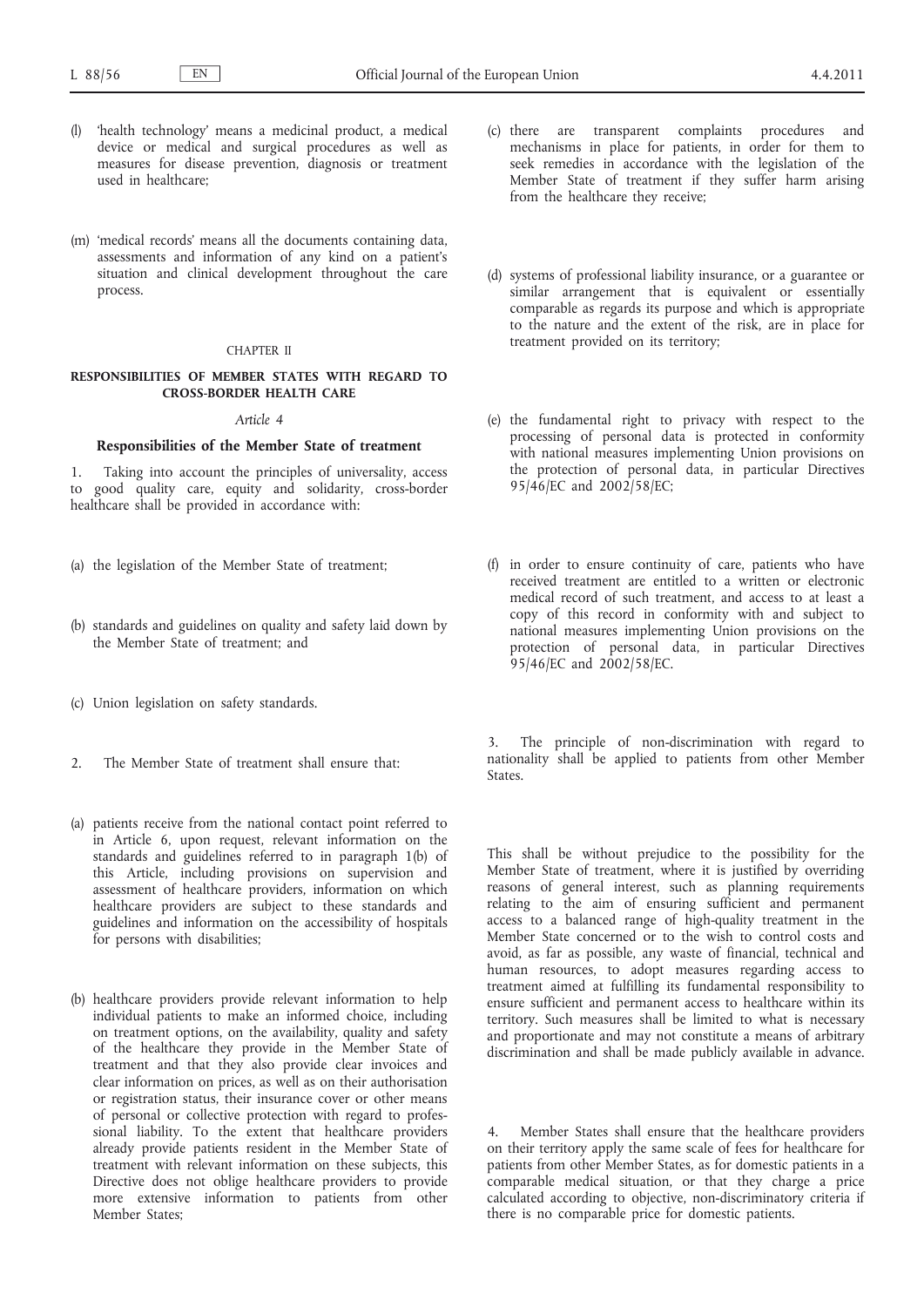(l) 'health technology' means a medicinal product, a medical device or medical and surgical procedures as well as measures for disease prevention, diagnosis or treatment used in healthcare;

(m) 'medical records' means all the documents containing data, assessments and information of any kind on a patient's situation and clinical development throughout the care process.

CHAPTER II

## RESPONSIBILITIES OF MEMBER STATES WITH REGARD TO CROSS-BORDER HEALTH CARE

*Article 4*

### Responsibilities of the Member State of treatment

1. Taking into account the principles of universality, access to good quality care, equity and solidarity, cross-border healthcare shall be provided in accordance with:

(a) the legislation of the Member State of treatment;

(b) standards and guidelines on quality and safety laid down by the Member State of treatment; and

(c) Union legislation on safety standards.

2. The Member State of treatment shall ensure that:

(a) patients receive from the national contact point referred to in Article 6, upon request, relevant information on the standards and guidelines referred to in paragraph 1(b) of this Article, including provisions on supervision and assessment of healthcare providers, information on which healthcare providers are subject to these standards and guidelines and information on the accessibility of hospitals for persons with disabilities;

(b) healthcare providers provide relevant information to help individual patients to make an informed choice, including on treatment options, on the availability, quality and safety of the healthcare they provide in the Member State of treatment and that they also provide clear invoices and clear information on prices, as well as on their authorisation or registration status, their insurance cover or other means of personal or collective protection with regard to professional liability. To the extent that healthcare providers already provide patients resident in the Member State of treatment with relevant information on these subjects, this Directive does not oblige healthcare providers to provide more extensive information to patients from other Member States;

(c) there are transparent complaints procedures and mechanisms in place for patients, in order for them to seek remedies in accordance with the legislation of the Member State of treatment if they suffer harm arising from the healthcare they receive;

(d) systems of professional liability insurance, or a guarantee or similar arrangement that is equivalent or essentially comparable as regards its purpose and which is appropriate to the nature and the extent of the risk, are in place for treatment provided on its territory;

(e) the fundamental right to privacy with respect to the processing of personal data is protected in conformity with national measures implementing Union provisions on the protection of personal data, in particular Directives 95/46/EC and 2002/58/EC;

(f) in order to ensure continuity of care, patients who have received treatment are entitled to a written or electronic medical record of such treatment, and access to at least a copy of this record in conformity with and subject to national measures implementing Union provisions on the protection of personal data, in particular Directives 95/46/EC and 2002/58/EC.

3. The principle of non-discrimination with regard to nationality shall be applied to patients from other Member States.

This shall be without prejudice to the possibility for the Member State of treatment, where it is justified by overriding reasons of general interest, such as planning requirements relating to the aim of ensuring sufficient and permanent access to a balanced range of high-quality treatment in the Member State concerned or to the wish to control costs and avoid, as far as possible, any waste of financial, technical and human resources, to adopt measures regarding access to treatment aimed at fulfilling its fundamental responsibility to ensure sufficient and permanent access to healthcare within its territory. Such measures shall be limited to what is necessary and proportionate and may not constitute a means of arbitrary discrimination and shall be made publicly available in advance.

4. Member States shall ensure that the healthcare providers on their territory apply the same scale of fees for healthcare for patients from other Member States, as for domestic patients in a comparable medical situation, or that they charge a price calculated according to objective, non-discriminatory criteria if there is no comparable price for domestic patients.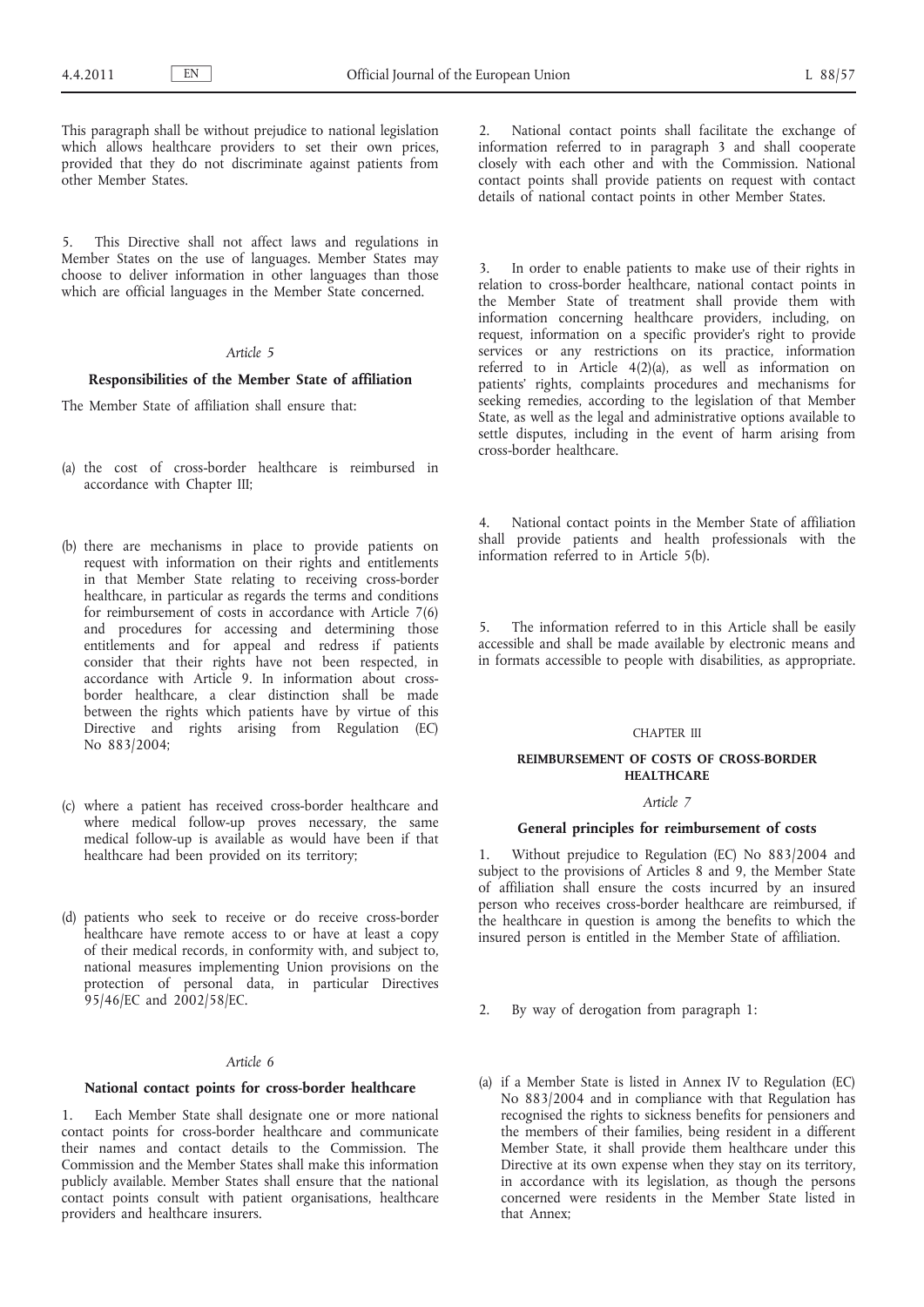This paragraph shall be without prejudice to national legislation which allows healthcare providers to set their own prices, provided that they do not discriminate against patients from other Member States.

5. This Directive shall not affect laws and regulations in Member States on the use of languages. Member States may choose to deliver information in other languages than those which are official languages in the Member State concerned.

*Article 5*

**Responsibilities of the Member State of affiliation**

The Member State of affiliation shall ensure that:

(a) the cost of cross-border healthcare is reimbursed in accordance with Chapter III;

(b) there are mechanisms in place to provide patients on request with information on their rights and entitlements in that Member State relating to receiving cross-border healthcare, in particular as regards the terms and conditions for reimbursement of costs in accordance with Article 7(6) and procedures for accessing and determining those entitlements and for appeal and redress if patients consider that their rights have not been respected, in accordance with Article 9. In information about cross-border healthcare, a clear distinction shall be made between the rights which patients have by virtue of this Directive and rights arising from Regulation (EC) No 883/2004;

(c) where a patient has received cross-border healthcare and where medical follow-up proves necessary, the same medical follow-up is available as would have been if that healthcare had been provided on its territory;

(d) patients who seek to receive or do receive cross-border healthcare have remote access to or have at least a copy of their medical records, in conformity with, and subject to, national measures implementing Union provisions on the protection of personal data, in particular Directives 95/46/EC and 2002/58/EC.

*Article 6*

**National contact points for cross-border healthcare**

1. Each Member State shall designate one or more national contact points for cross-border healthcare and communicate their names and contact details to the Commission. The Commission and the Member States shall make this information publicly available. Member States shall ensure that the national contact points consult with patient organisations, healthcare providers and healthcare insurers.

2. National contact points shall facilitate the exchange of information referred to in paragraph 3 and shall cooperate closely with each other and with the Commission. National contact points shall provide patients on request with contact details of national contact points in other Member States.

3. In order to enable patients to make use of their rights in relation to cross-border healthcare, national contact points in the Member State of treatment shall provide them with information concerning healthcare providers, including, on request, information on a specific provider's right to provide services or any restrictions on its practice, information referred to in Article 4(2)(a), as well as information on patients' rights, complaints procedures and mechanisms for seeking remedies, according to the legislation of that Member State, as well as the legal and administrative options available to settle disputes, including in the event of harm arising from cross-border healthcare.

4. National contact points in the Member State of affiliation shall provide patients and health professionals with the information referred to in Article 5(b).

5. The information referred to in this Article shall be easily accessible and shall be made available by electronic means and in formats accessible to people with disabilities, as appropriate.

CHAPTER III

**REIMBURSEMENT OF COSTS OF CROSS-BORDER HEALTHCARE**

*Article 7*

**General principles for reimbursement of costs**

1. Without prejudice to Regulation (EC) No 883/2004 and subject to the provisions of Articles 8 and 9, the Member State of affiliation shall ensure the costs incurred by an insured person who receives cross-border healthcare are reimbursed, if the healthcare in question is among the benefits to which the insured person is entitled in the Member State of affiliation.

2. By way of derogation from paragraph 1:

(a) if a Member State is listed in Annex IV to Regulation (EC) No 883/2004 and in compliance with that Regulation has recognised the rights to sickness benefits for pensioners and the members of their families, being resident in a different Member State, it shall provide them healthcare under this Directive at its own expense when they stay on its territory, in accordance with its legislation, as though the persons concerned were residents in the Member State listed in that Annex;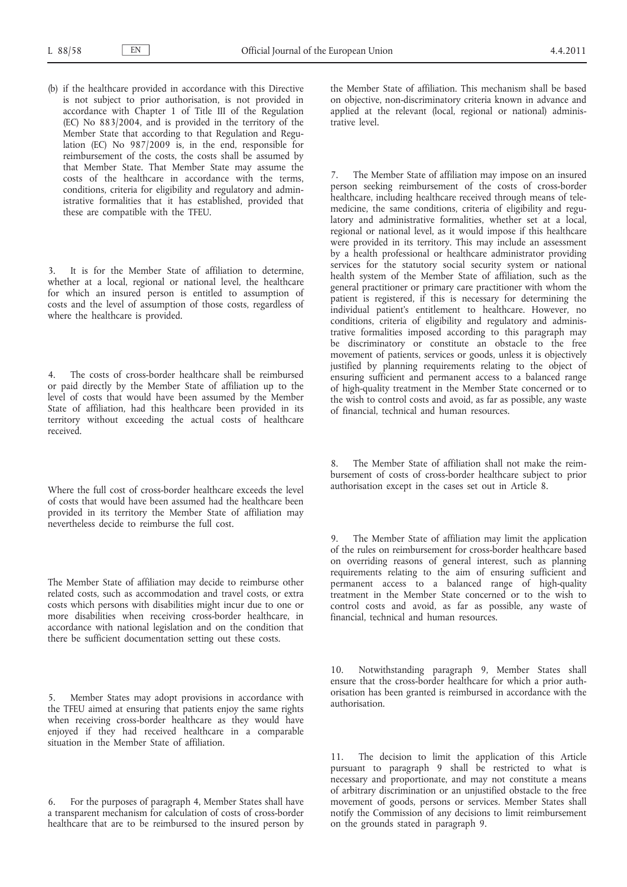(b) if the healthcare provided in accordance with this Directive is not subject to prior authorisation, is not provided in accordance with Chapter 1 of Title III of the Regulation (EC) No 883/2004, and is provided in the territory of the Member State that according to that Regulation and Regulation (EC) No 987/2009 is, in the end, responsible for reimbursement of the costs, the costs shall be assumed by that Member State. That Member State may assume the costs of the healthcare in accordance with the terms, conditions, criteria for eligibility and regulatory and administrative formalities that it has established, provided that these are compatible with the TFEU.

3. It is for the Member State of affiliation to determine, whether at a local, regional or national level, the healthcare for which an insured person is entitled to assumption of costs and the level of assumption of those costs, regardless of where the healthcare is provided.

4. The costs of cross-border healthcare shall be reimbursed or paid directly by the Member State of affiliation up to the level of costs that would have been assumed by the Member State of affiliation, had this healthcare been provided in its territory without exceeding the actual costs of healthcare received.

Where the full cost of cross-border healthcare exceeds the level of costs that would have been assumed had the healthcare been provided in its territory the Member State of affiliation may nevertheless decide to reimburse the full cost.

The Member State of affiliation may decide to reimburse other related costs, such as accommodation and travel costs, or extra costs which persons with disabilities might incur due to one or more disabilities when receiving cross-border healthcare, in accordance with national legislation and on the condition that there be sufficient documentation setting out these costs.

5. Member States may adopt provisions in accordance with the TFEU aimed at ensuring that patients enjoy the same rights when receiving cross-border healthcare as they would have enjoyed if they had received healthcare in a comparable situation in the Member State of affiliation.

6. For the purposes of paragraph 4, Member States shall have a transparent mechanism for calculation of costs of cross-border healthcare that are to be reimbursed to the insured person by the Member State of affiliation. This mechanism shall be based on objective, non-discriminatory criteria known in advance and applied at the relevant (local, regional or national) administrative level.

7. The Member State of affiliation may impose on an insured person seeking reimbursement of the costs of cross-border healthcare, including healthcare received through means of telemedicine, the same conditions, criteria of eligibility and regulatory and administrative formalities, whether set at a local, regional or national level, as it would impose if this healthcare were provided in its territory. This may include an assessment by a health professional or healthcare administrator providing services for the statutory social security system or national health system of the Member State of affiliation, such as the general practitioner or primary care practitioner with whom the patient is registered, if this is necessary for determining the individual patient's entitlement to healthcare. However, no conditions, criteria of eligibility and regulatory and administrative formalities imposed according to this paragraph may be discriminatory or constitute an obstacle to the free movement of patients, services or goods, unless it is objectively justified by planning requirements relating to the object of ensuring sufficient and permanent access to a balanced range of high-quality treatment in the Member State concerned or to the wish to control costs and avoid, as far as possible, any waste of financial, technical and human resources.

8. The Member State of affiliation shall not make the reimbursement of costs of cross-border healthcare subject to prior authorisation except in the cases set out in Article 8.

9. The Member State of affiliation may limit the application of the rules on reimbursement for cross-border healthcare based on overriding reasons of general interest, such as planning requirements relating to the aim of ensuring sufficient and permanent access to a balanced range of high-quality treatment in the Member State concerned or to the wish to control costs and avoid, as far as possible, any waste of financial, technical and human resources.

10. Notwithstanding paragraph 9, Member States shall ensure that the cross-border healthcare for which a prior authorisation has been granted is reimbursed in accordance with the authorisation.

11. The decision to limit the application of this Article pursuant to paragraph 9 shall be restricted to what is necessary and proportionate, and may not constitute a means of arbitrary discrimination or an unjustified obstacle to the free movement of goods, persons or services. Member States shall notify the Commission of any decisions to limit reimbursement on the grounds stated in paragraph 9.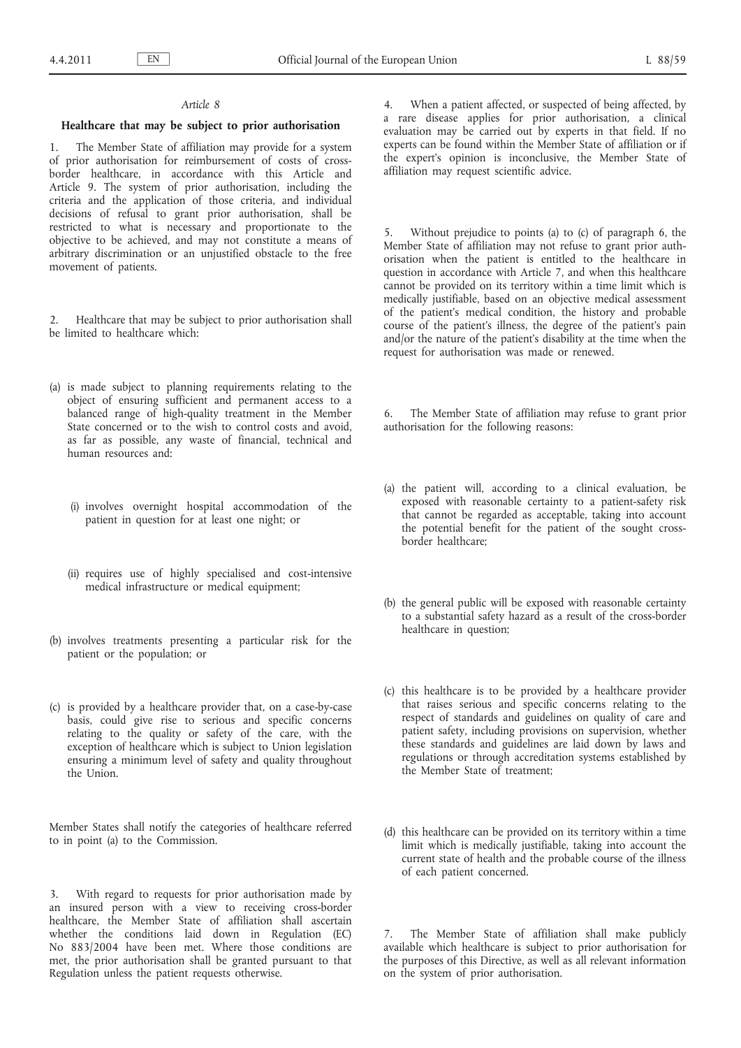*Article 8*

**Healthcare that may be subject to prior authorisation**

1. The Member State of affiliation may provide for a system of prior authorisation for reimbursement of costs of cross-border healthcare, in accordance with this Article and Article 9. The system of prior authorisation, including the criteria and the application of those criteria, and individual decisions of refusal to grant prior authorisation, shall be restricted to what is necessary and proportionate to the objective to be achieved, and may not constitute a means of arbitrary discrimination or an unjustified obstacle to the free movement of patients.

2. Healthcare that may be subject to prior authorisation shall be limited to healthcare which:

(a) is made subject to planning requirements relating to the object of ensuring sufficient and permanent access to a balanced range of high-quality treatment in the Member State concerned or to the wish to control costs and avoid, as far as possible, any waste of financial, technical and human resources and:

(i) involves overnight hospital accommodation of the patient in question for at least one night; or

(ii) requires use of highly specialised and cost-intensive medical infrastructure or medical equipment;

(b) involves treatments presenting a particular risk for the patient or the population; or

(c) is provided by a healthcare provider that, on a case-by-case basis, could give rise to serious and specific concerns relating to the quality or safety of the care, with the exception of healthcare which is subject to Union legislation ensuring a minimum level of safety and quality throughout the Union.

Member States shall notify the categories of healthcare referred to in point (a) to the Commission.

3. With regard to requests for prior authorisation made by an insured person with a view to receiving cross-border healthcare, the Member State of affiliation shall ascertain whether the conditions laid down in Regulation (EC) No 883/2004 have been met. Where those conditions are met, the prior authorisation shall be granted pursuant to that Regulation unless the patient requests otherwise.

4. When a patient affected, or suspected of being affected, by a rare disease applies for prior authorisation, a clinical evaluation may be carried out by experts in that field. If no experts can be found within the Member State of affiliation or if the expert's opinion is inconclusive, the Member State of affiliation may request scientific advice.

5. Without prejudice to points (a) to (c) of paragraph 6, the Member State of affiliation may not refuse to grant prior authorisation when the patient is entitled to the healthcare in question in accordance with Article 7, and when this healthcare cannot be provided on its territory within a time limit which is medically justifiable, based on an objective medical assessment of the patient's medical condition, the history and probable course of the patient's illness, the degree of the patient's pain and/or the nature of the patient's disability at the time when the request for authorisation was made or renewed.

6. The Member State of affiliation may refuse to grant prior authorisation for the following reasons:

(a) the patient will, according to a clinical evaluation, be exposed with reasonable certainty to a patient-safety risk that cannot be regarded as acceptable, taking into account the potential benefit for the patient of the sought cross-border healthcare;

(b) the general public will be exposed with reasonable certainty to a substantial safety hazard as a result of the cross-border healthcare in question;

(c) this healthcare is to be provided by a healthcare provider that raises serious and specific concerns relating to the respect of standards and guidelines on quality of care and patient safety, including provisions on supervision, whether these standards and guidelines are laid down by laws and regulations or through accreditation systems established by the Member State of treatment;

(d) this healthcare can be provided on its territory within a time limit which is medically justifiable, taking into account the current state of health and the probable course of the illness of each patient concerned.

7. The Member State of affiliation shall make publicly available which healthcare is subject to prior authorisation for the purposes of this Directive, as well as all relevant information on the system of prior authorisation.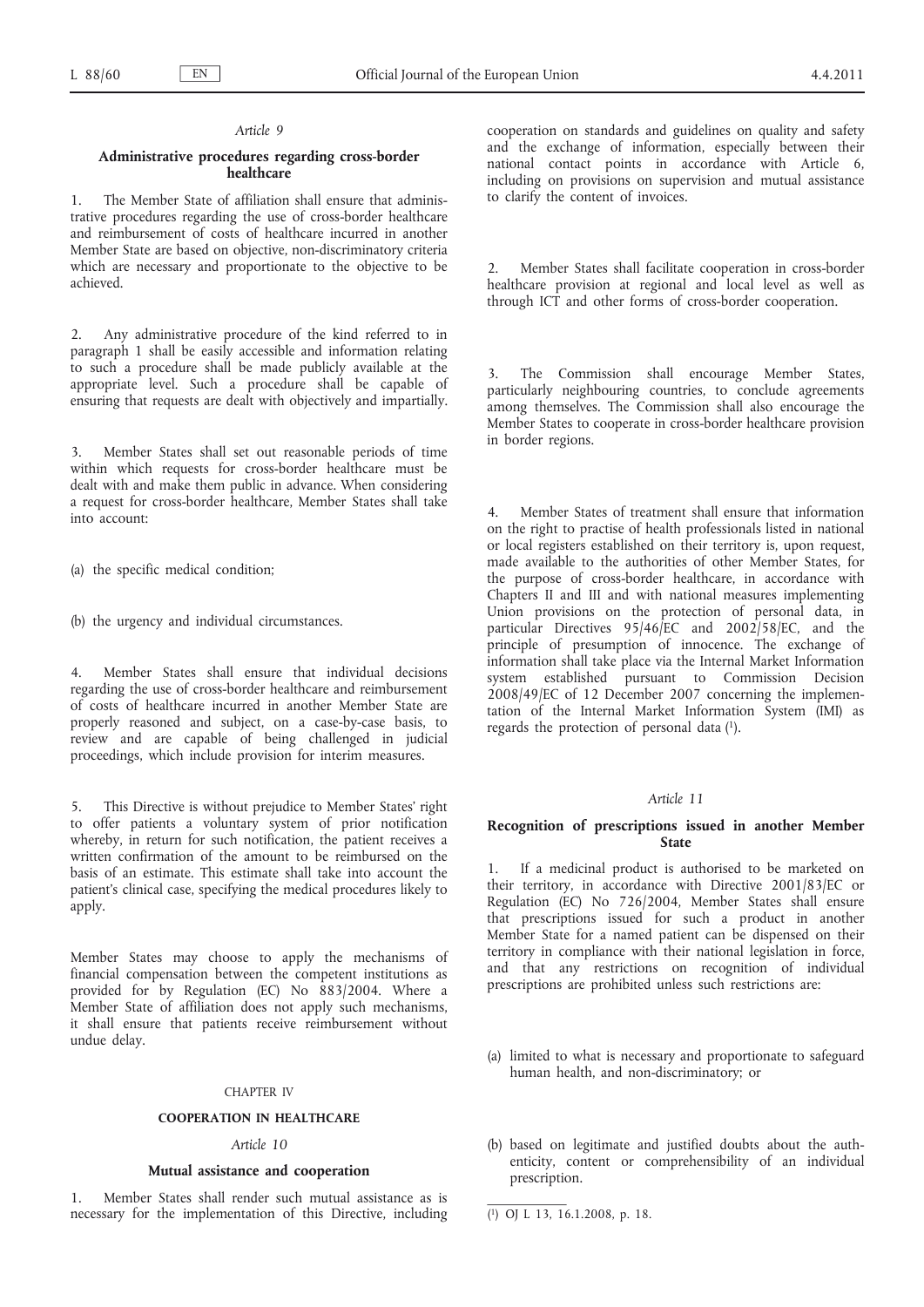*Article 9*

**Administrative procedures regarding cross-border healthcare**

1. The Member State of affiliation shall ensure that administrative procedures regarding the use of cross-border healthcare and reimbursement of costs of healthcare incurred in another Member State are based on objective, non-discriminatory criteria which are necessary and proportionate to the objective to be achieved.

2. Any administrative procedure of the kind referred to in paragraph 1 shall be easily accessible and information relating to such a procedure shall be made publicly available at the appropriate level. Such a procedure shall be capable of ensuring that requests are dealt with objectively and impartially.

3. Member States shall set out reasonable periods of time within which requests for cross-border healthcare must be dealt with and make them public in advance. When considering a request for cross-border healthcare, Member States shall take into account:

(a) the specific medical condition;

(b) the urgency and individual circumstances.

4. Member States shall ensure that individual decisions regarding the use of cross-border healthcare and reimbursement of costs of healthcare incurred in another Member State are properly reasoned and subject, on a case-by-case basis, to review and are capable of being challenged in judicial proceedings, which include provision for interim measures.

5. This Directive is without prejudice to Member States' right to offer patients a voluntary system of prior notification whereby, in return for such notification, the patient receives a written confirmation of the amount to be reimbursed on the basis of an estimate. This estimate shall take into account the patient's clinical case, specifying the medical procedures likely to apply.

Member States may choose to apply the mechanisms of financial compensation between the competent institutions as provided for by Regulation (EC) No 883/2004. Where a Member State of affiliation does not apply such mechanisms, it shall ensure that patients receive reimbursement without undue delay.

CHAPTER IV

**COOPERATION IN HEALTHCARE**

*Article 10*

**Mutual assistance and cooperation**

1. Member States shall render such mutual assistance as is necessary for the implementation of this Directive, including cooperation on standards and guidelines on quality and safety and the exchange of information, especially between their national contact points in accordance with Article 6, including on provisions on supervision and mutual assistance to clarify the content of invoices.

2. Member States shall facilitate cooperation in cross-border healthcare provision at regional and local level as well as through ICT and other forms of cross-border cooperation.

3. The Commission shall encourage Member States, particularly neighbouring countries, to conclude agreements among themselves. The Commission shall also encourage the Member States to cooperate in cross-border healthcare provision in border regions.

4. Member States of treatment shall ensure that information on the right to practise of health professionals listed in national or local registers established on their territory is, upon request, made available to the authorities of other Member States, for the purpose of cross-border healthcare, in accordance with Chapters II and III and with national measures implementing Union provisions on the protection of personal data, in particular Directives 95/46/EC and 2002/58/EC, and the principle of presumption of innocence. The exchange of information shall take place via the Internal Market Information system established pursuant to Commission Decision 2008/49/EC of 12 December 2007 concerning the implementation of the Internal Market Information System (IMI) as regards the protection of personal data [1].

*Article 11*

**Recognition of prescriptions issued in another Member State**

1. If a medicinal product is authorised to be marketed on their territory, in accordance with Directive 2001/83/EC or Regulation (EC) No 726/2004, Member States shall ensure that prescriptions issued for such a product in another Member State for a named patient can be dispensed on their territory in compliance with their national legislation in force, and that any restrictions on recognition of individual prescriptions are prohibited unless such restrictions are:

(a) limited to what is necessary and proportionate to safeguard human health, and non-discriminatory; or

(b) based on legitimate and justified doubts about the authenticity, content or comprehensibility of an individual prescription.

[1] OJ L 13, 16.1.2008, p. 18.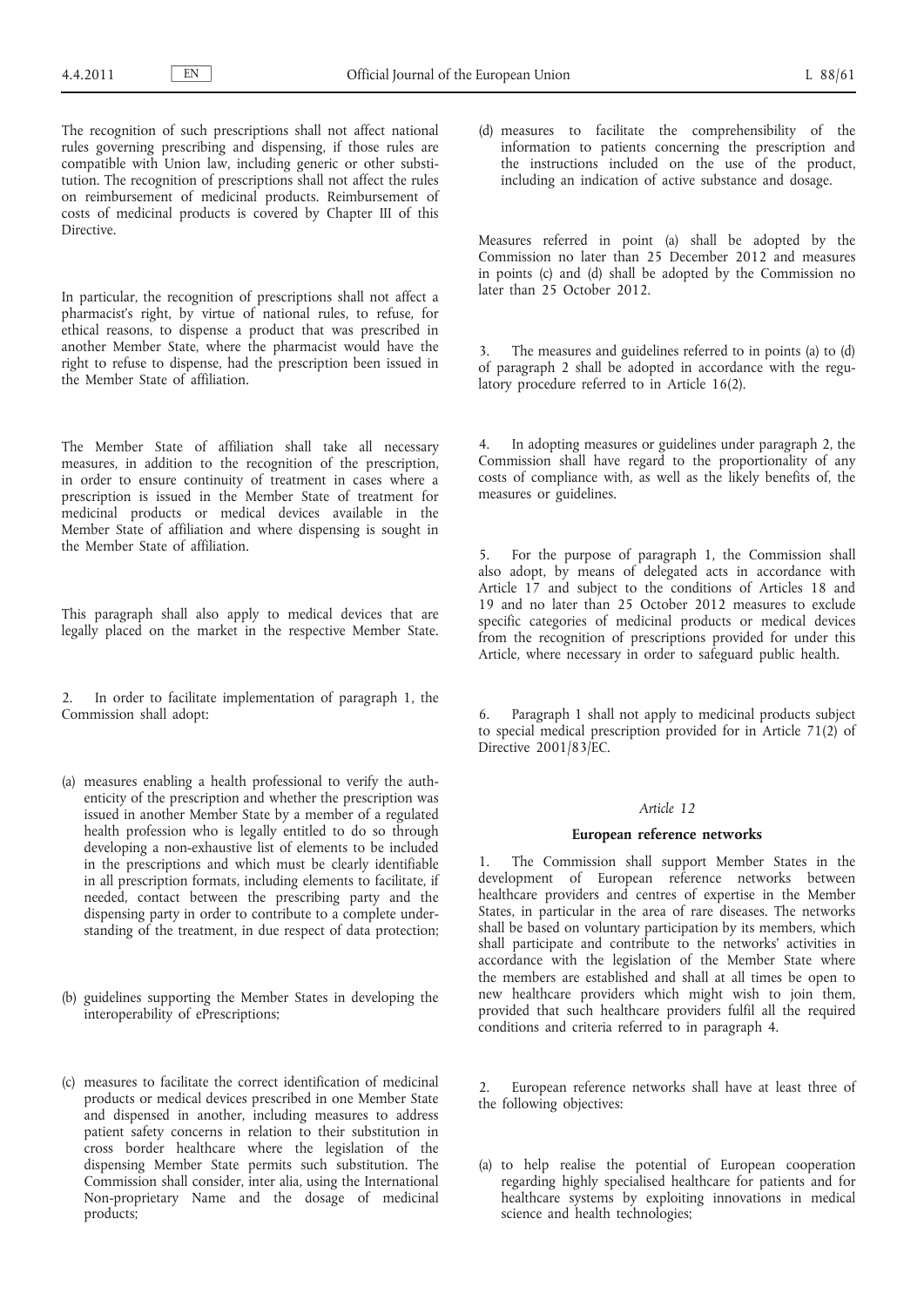The recognition of such prescriptions shall not affect national rules governing prescribing and dispensing, if those rules are compatible with Union law, including generic or other substitution. The recognition of prescriptions shall not affect the rules on reimbursement of medicinal products. Reimbursement of costs of medicinal products is covered by Chapter III of this Directive.

In particular, the recognition of prescriptions shall not affect a pharmacist's right, by virtue of national rules, to refuse, for ethical reasons, to dispense a product that was prescribed in another Member State, where the pharmacist would have the right to refuse to dispense, had the prescription been issued in the Member State of affiliation.

The Member State of affiliation shall take all necessary measures, in addition to the recognition of the prescription, in order to ensure continuity of treatment in cases where a prescription is issued in the Member State of treatment for medicinal products or medical devices available in the Member State of affiliation and where dispensing is sought in the Member State of affiliation.

This paragraph shall also apply to medical devices that are legally placed on the market in the respective Member State.

2. In order to facilitate implementation of paragraph 1, the Commission shall adopt:

(a) measures enabling a health professional to verify the authenticity of the prescription and whether the prescription was issued in another Member State by a member of a regulated health profession who is legally entitled to do so through developing a non-exhaustive list of elements to be included in the prescriptions and which must be clearly identifiable in all prescription formats, including elements to facilitate, if needed, contact between the prescribing party and the dispensing party in order to contribute to a complete understanding of the treatment, in due respect of data protection;

(b) guidelines supporting the Member States in developing the interoperability of ePrescriptions;

(c) measures to facilitate the correct identification of medicinal products or medical devices prescribed in one Member State and dispensed in another, including measures to address patient safety concerns in relation to their substitution in cross border healthcare where the legislation of the dispensing Member State permits such substitution. The Commission shall consider, inter alia, using the International Non-proprietary Name and the dosage of medicinal products;

(d) measures to facilitate the comprehensibility of the information to patients concerning the prescription and the instructions included on the use of the product, including an indication of active substance and dosage.

Measures referred in point (a) shall be adopted by the Commission no later than 25 December 2012 and measures in points (c) and (d) shall be adopted by the Commission no later than 25 October 2012.

3. The measures and guidelines referred to in points (a) to (d) of paragraph 2 shall be adopted in accordance with the regulatory procedure referred to in Article 16(2).

4. In adopting measures or guidelines under paragraph 2, the Commission shall have regard to the proportionality of any costs of compliance with, as well as the likely benefits of, the measures or guidelines.

5. For the purpose of paragraph 1, the Commission shall also adopt, by means of delegated acts in accordance with Article 17 and subject to the conditions of Articles 18 and 19 and no later than 25 October 2012 measures to exclude specific categories of medicinal products or medical devices from the recognition of prescriptions provided for under this Article, where necessary in order to safeguard public health.

6. Paragraph 1 shall not apply to medicinal products subject to special medical prescription provided for in Article 71(2) of Directive 2001/83/EC.

*Article 12*

**European reference networks**

1. The Commission shall support Member States in the development of European reference networks between healthcare providers and centres of expertise in the Member States, in particular in the area of rare diseases. The networks shall be based on voluntary participation by its members, which shall participate and contribute to the networks' activities in accordance with the legislation of the Member State where the members are established and shall at all times be open to new healthcare providers which might wish to join them, provided that such healthcare providers fulfil all the required conditions and criteria referred to in paragraph 4.

2. European reference networks shall have at least three of the following objectives:

(a) to help realise the potential of European cooperation regarding highly specialised healthcare for patients and for healthcare systems by exploiting innovations in medical science and health technologies;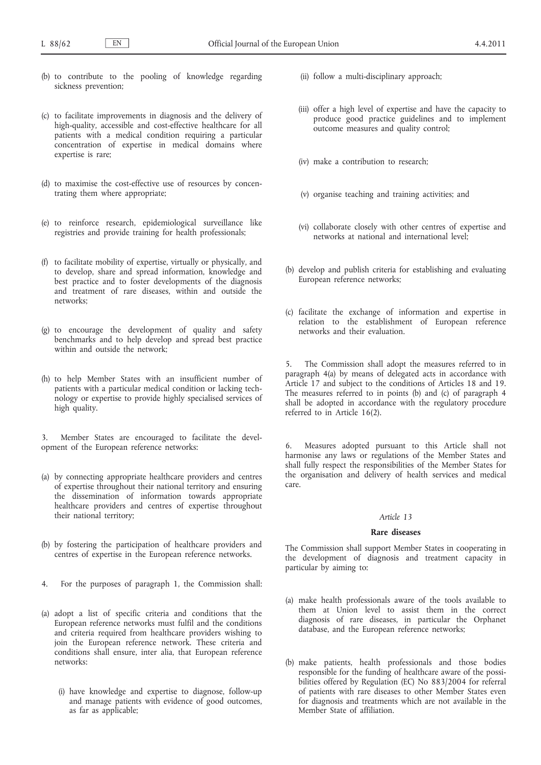(b) to contribute to the pooling of knowledge regarding sickness prevention;

(c) to facilitate improvements in diagnosis and the delivery of high-quality, accessible and cost-effective healthcare for all patients with a medical condition requiring a particular concentration of expertise in medical domains where expertise is rare;

(d) to maximise the cost-effective use of resources by concentrating them where appropriate;

(e) to reinforce research, epidemiological surveillance like registries and provide training for health professionals;

(f) to facilitate mobility of expertise, virtually or physically, and to develop, share and spread information, knowledge and best practice and to foster developments of the diagnosis and treatment of rare diseases, within and outside the networks;

(g) to encourage the development of quality and safety benchmarks and to help develop and spread best practice within and outside the network;

(h) to help Member States with an insufficient number of patients with a particular medical condition or lacking technology or expertise to provide highly specialised services of high quality.

3. Member States are encouraged to facilitate the development of the European reference networks:

(a) by connecting appropriate healthcare providers and centres of expertise throughout their national territory and ensuring the dissemination of information towards appropriate healthcare providers and centres of expertise throughout their national territory;

(b) by fostering the participation of healthcare providers and centres of expertise in the European reference networks.

4. For the purposes of paragraph 1, the Commission shall:

(a) adopt a list of specific criteria and conditions that the European reference networks must fulfil and the conditions and criteria required from healthcare providers wishing to join the European reference network. These criteria and conditions shall ensure, inter alia, that European reference networks:

(i) have knowledge and expertise to diagnose, follow-up and manage patients with evidence of good outcomes, as far as applicable;

(ii) follow a multi-disciplinary approach;

(iii) offer a high level of expertise and have the capacity to produce good practice guidelines and to implement outcome measures and quality control;

(iv) make a contribution to research;

(v) organise teaching and training activities; and

(vi) collaborate closely with other centres of expertise and networks at national and international level;

(b) develop and publish criteria for establishing and evaluating European reference networks;

(c) facilitate the exchange of information and expertise in relation to the establishment of European reference networks and their evaluation.

5. The Commission shall adopt the measures referred to in paragraph 4(a) by means of delegated acts in accordance with Article 17 and subject to the conditions of Articles 18 and 19. The measures referred to in points (b) and (c) of paragraph 4 shall be adopted in accordance with the regulatory procedure referred to in Article 16(2).

6. Measures adopted pursuant to this Article shall not harmonise any laws or regulations of the Member States and shall fully respect the responsibilities of the Member States for the organisation and delivery of health services and medical care.

*Article 13*

## Rare diseases

The Commission shall support Member States in cooperating in the development of diagnosis and treatment capacity in particular by aiming to:

(a) make health professionals aware of the tools available to them at Union level to assist them in the correct diagnosis of rare diseases, in particular the Orphanet database, and the European reference networks;

(b) make patients, health professionals and those bodies responsible for the funding of healthcare aware of the possibilities offered by Regulation (EC) No 883/2004 for referral of patients with rare diseases to other Member States even for diagnosis and treatments which are not available in the Member State of affiliation.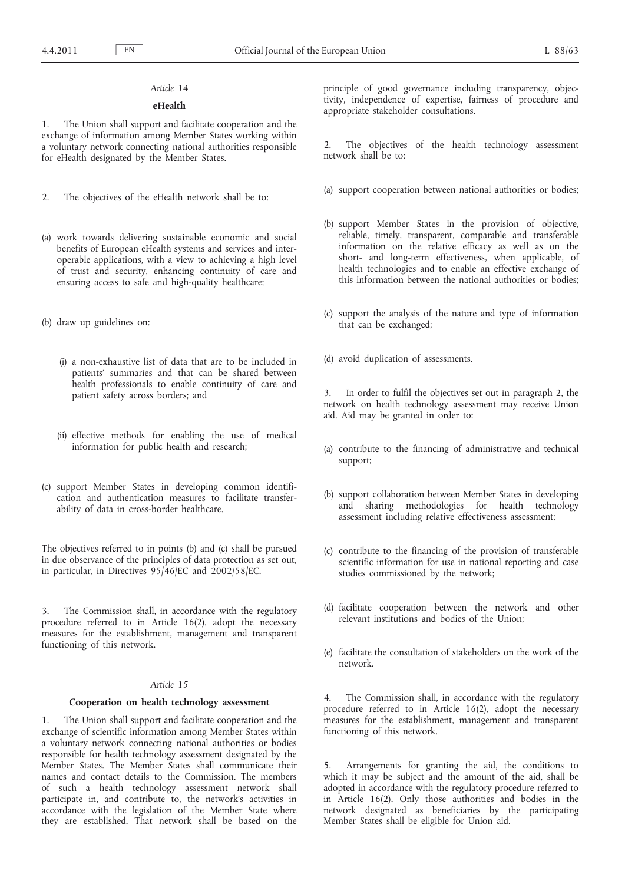*Article 14*

**eHealth**

1. The Union shall support and facilitate cooperation and the exchange of information among Member States working within a voluntary network connecting national authorities responsible for eHealth designated by the Member States.

2. The objectives of the eHealth network shall be to:

(a) work towards delivering sustainable economic and social benefits of European eHealth systems and services and interoperable applications, with a view to achieving a high level of trust and security, enhancing continuity of care and ensuring access to safe and high-quality healthcare;

(b) draw up guidelines on:

(i) a non-exhaustive list of data that are to be included in patients' summaries and that can be shared between health professionals to enable continuity of care and patient safety across borders; and

(ii) effective methods for enabling the use of medical information for public health and research;

(c) support Member States in developing common identification and authentication measures to facilitate transferability of data in cross-border healthcare.

The objectives referred to in points (b) and (c) shall be pursued in due observance of the principles of data protection as set out, in particular, in Directives 95/46/EC and 2002/58/EC.

3. The Commission shall, in accordance with the regulatory procedure referred to in Article 16(2), adopt the necessary measures for the establishment, management and transparent functioning of this network.

*Article 15*

**Cooperation on health technology assessment**

1. The Union shall support and facilitate cooperation and the exchange of scientific information among Member States within a voluntary network connecting national authorities or bodies responsible for health technology assessment designated by the Member States. The Member States shall communicate their names and contact details to the Commission. The members of such a health technology assessment network shall participate in, and contribute to, the network's activities in accordance with the legislation of the Member State where they are established. That network shall be based on the principle of good governance including transparency, objectivity, independence of expertise, fairness of procedure and appropriate stakeholder consultations.

2. The objectives of the health technology assessment network shall be to:

(a) support cooperation between national authorities or bodies;

(b) support Member States in the provision of objective, reliable, timely, transparent, comparable and transferable information on the relative efficacy as well as on the short- and long-term effectiveness, when applicable, of health technologies and to enable an effective exchange of this information between the national authorities or bodies;

(c) support the analysis of the nature and type of information that can be exchanged;

(d) avoid duplication of assessments.

3. In order to fulfil the objectives set out in paragraph 2, the network on health technology assessment may receive Union aid. Aid may be granted in order to:

(a) contribute to the financing of administrative and technical support;

(b) support collaboration between Member States in developing and sharing methodologies for health technology assessment including relative effectiveness assessment;

(c) contribute to the financing of the provision of transferable scientific information for use in national reporting and case studies commissioned by the network;

(d) facilitate cooperation between the network and other relevant institutions and bodies of the Union;

(e) facilitate the consultation of stakeholders on the work of the network.

4. The Commission shall, in accordance with the regulatory procedure referred to in Article 16(2), adopt the necessary measures for the establishment, management and transparent functioning of this network.

5. Arrangements for granting the aid, the conditions to which it may be subject and the amount of the aid, shall be adopted in accordance with the regulatory procedure referred to in Article 16(2). Only those authorities and bodies in the network designated as beneficiaries by the participating Member States shall be eligible for Union aid.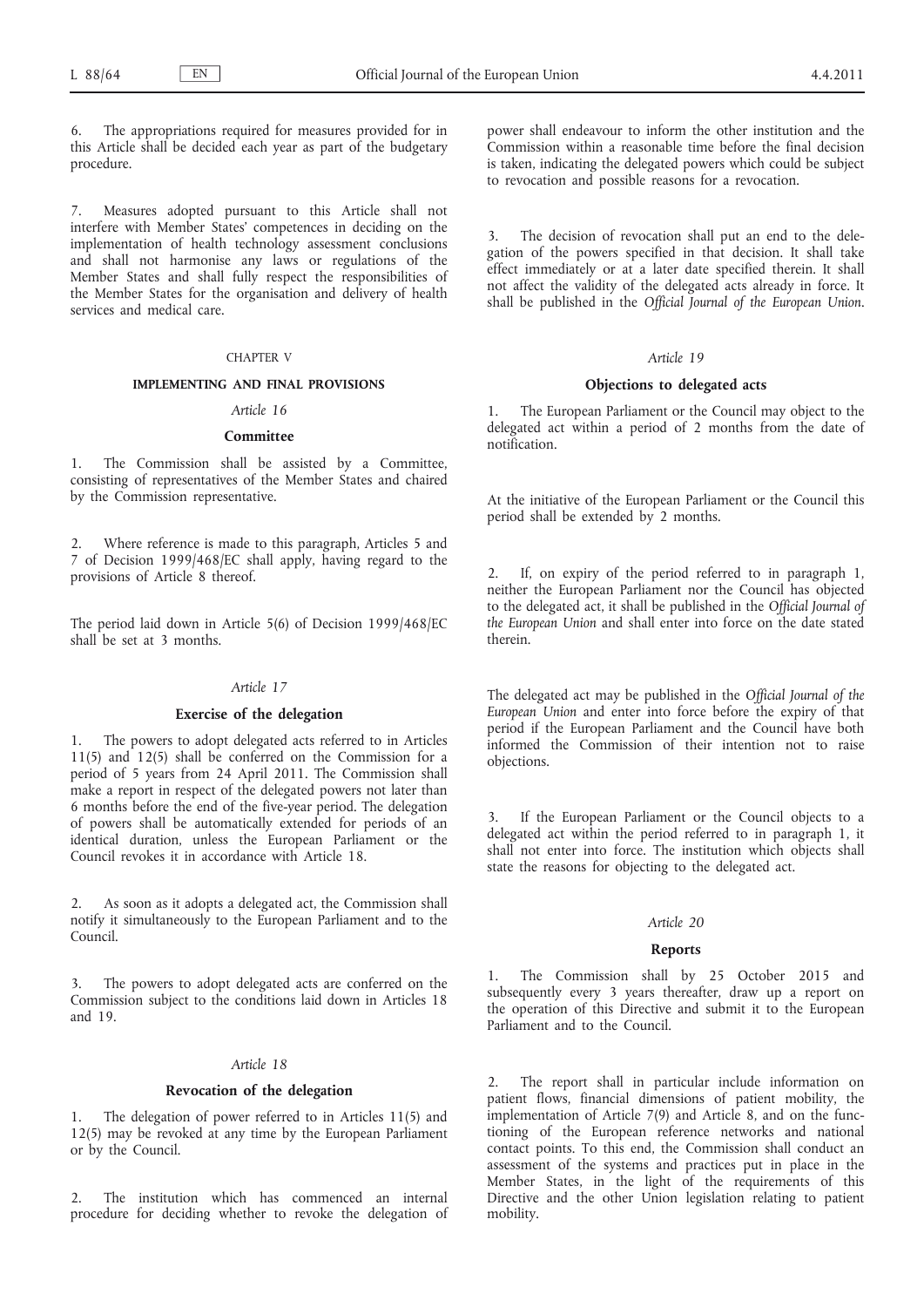6. The appropriations required for measures provided for in this Article shall be decided each year as part of the budgetary procedure.

7. Measures adopted pursuant to this Article shall not interfere with Member States' competences in deciding on the implementation of health technology assessment conclusions and shall not harmonise any laws or regulations of the Member States and shall fully respect the responsibilities of the Member States for the organisation and delivery of health services and medical care.

## CHAPTER V

## IMPLEMENTING AND FINAL PROVISIONS

### *Article 16*

### Committee

1. The Commission shall be assisted by a Committee, consisting of representatives of the Member States and chaired by the Commission representative.

2. Where reference is made to this paragraph, Articles 5 and 7 of Decision 1999/468/EC shall apply, having regard to the provisions of Article 8 thereof.

The period laid down in Article 5(6) of Decision 1999/468/EC shall be set at 3 months.

### *Article 17*

### Exercise of the delegation

1. The powers to adopt delegated acts referred to in Articles 11(5) and 12(5) shall be conferred on the Commission for a period of 5 years from 24 April 2011. The Commission shall make a report in respect of the delegated powers not later than 6 months before the end of the five-year period. The delegation of powers shall be automatically extended for periods of an identical duration, unless the European Parliament or the Council revokes it in accordance with Article 18.

2. As soon as it adopts a delegated act, the Commission shall notify it simultaneously to the European Parliament and to the Council.

3. The powers to adopt delegated acts are conferred on the Commission subject to the conditions laid down in Articles 18 and 19.

### *Article 18*

### Revocation of the delegation

1. The delegation of power referred to in Articles 11(5) and 12(5) may be revoked at any time by the European Parliament or by the Council.

2. The institution which has commenced an internal procedure for deciding whether to revoke the delegation of power shall endeavour to inform the other institution and the Commission within a reasonable time before the final decision is taken, indicating the delegated powers which could be subject to revocation and possible reasons for a revocation.

3. The decision of revocation shall put an end to the delegation of the powers specified in that decision. It shall take effect immediately or at a later date specified therein. It shall not affect the validity of the delegated acts already in force. It shall be published in the *Official Journal of the European Union*.

### *Article 19*

### Objections to delegated acts

1. The European Parliament or the Council may object to the delegated act within a period of 2 months from the date of notification.

At the initiative of the European Parliament or the Council this period shall be extended by 2 months.

2. If, on expiry of the period referred to in paragraph 1, neither the European Parliament nor the Council has objected to the delegated act, it shall be published in the *Official Journal of the European Union* and shall enter into force on the date stated therein.

The delegated act may be published in the *Official Journal of the European Union* and enter into force before the expiry of that period if the European Parliament and the Council have both informed the Commission of their intention not to raise objections.

3. If the European Parliament or the Council objects to a delegated act within the period referred to in paragraph 1, it shall not enter into force. The institution which objects shall state the reasons for objecting to the delegated act.

### *Article 20*

### Reports

1. The Commission shall by 25 October 2015 and subsequently every 3 years thereafter, draw up a report on the operation of this Directive and submit it to the European Parliament and to the Council.

2. The report shall in particular include information on patient flows, financial dimensions of patient mobility, the implementation of Article 7(9) and Article 8, and on the functioning of the European reference networks and national contact points. To this end, the Commission shall conduct an assessment of the systems and practices put in place in the Member States, in the light of the requirements of this Directive and the other Union legislation relating to patient mobility.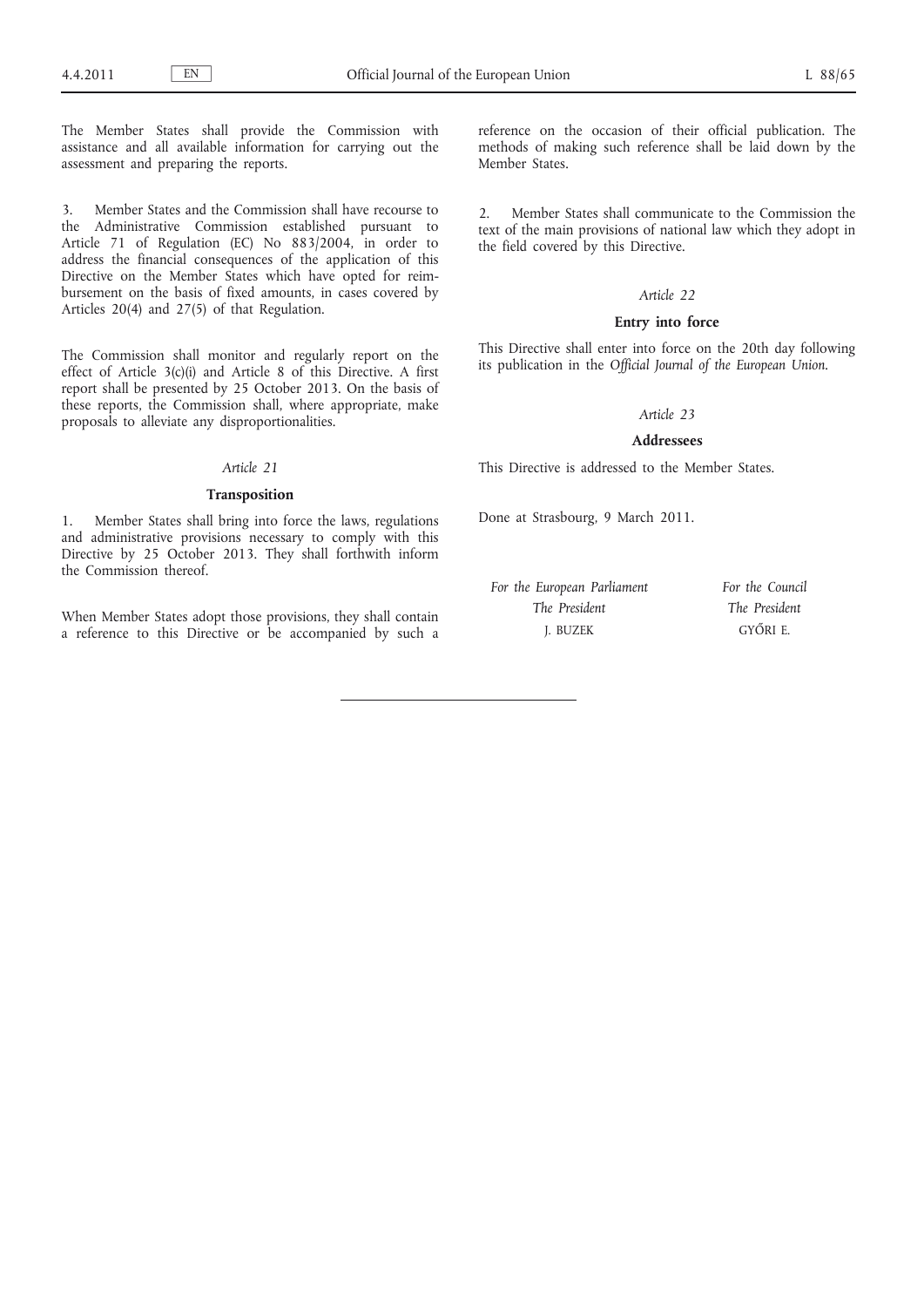The Member States shall provide the Commission with assistance and all available information for carrying out the assessment and preparing the reports.

3. Member States and the Commission shall have recourse to the Administrative Commission established pursuant to Article 71 of Regulation (EC) No 883/2004, in order to address the financial consequences of the application of this Directive on the Member States which have opted for reimbursement on the basis of fixed amounts, in cases covered by Articles 20(4) and 27(5) of that Regulation.

The Commission shall monitor and regularly report on the effect of Article 3(c)(i) and Article 8 of this Directive. A first report shall be presented by 25 October 2013. On the basis of these reports, the Commission shall, where appropriate, make proposals to alleviate any disproportionalities.

*Article 21*

**Transposition**

1. Member States shall bring into force the laws, regulations and administrative provisions necessary to comply with this Directive by 25 October 2013. They shall forthwith inform the Commission thereof.

When Member States adopt those provisions, they shall contain a reference to this Directive or be accompanied by such a reference on the occasion of their official publication. The methods of making such reference shall be laid down by the Member States.

2. Member States shall communicate to the Commission the text of the main provisions of national law which they adopt in the field covered by this Directive.

*Article 22*

**Entry into force**

This Directive shall enter into force on the 20th day following its publication in the *Official Journal of the European Union*.

*Article 23*

**Addressees**

This Directive is addressed to the Member States.

Done at Strasbourg, 9 March 2011.

*For the European Parliament*
*The President*
J. BUZEK

*For the Council*
*The President*
GYŐRI E.